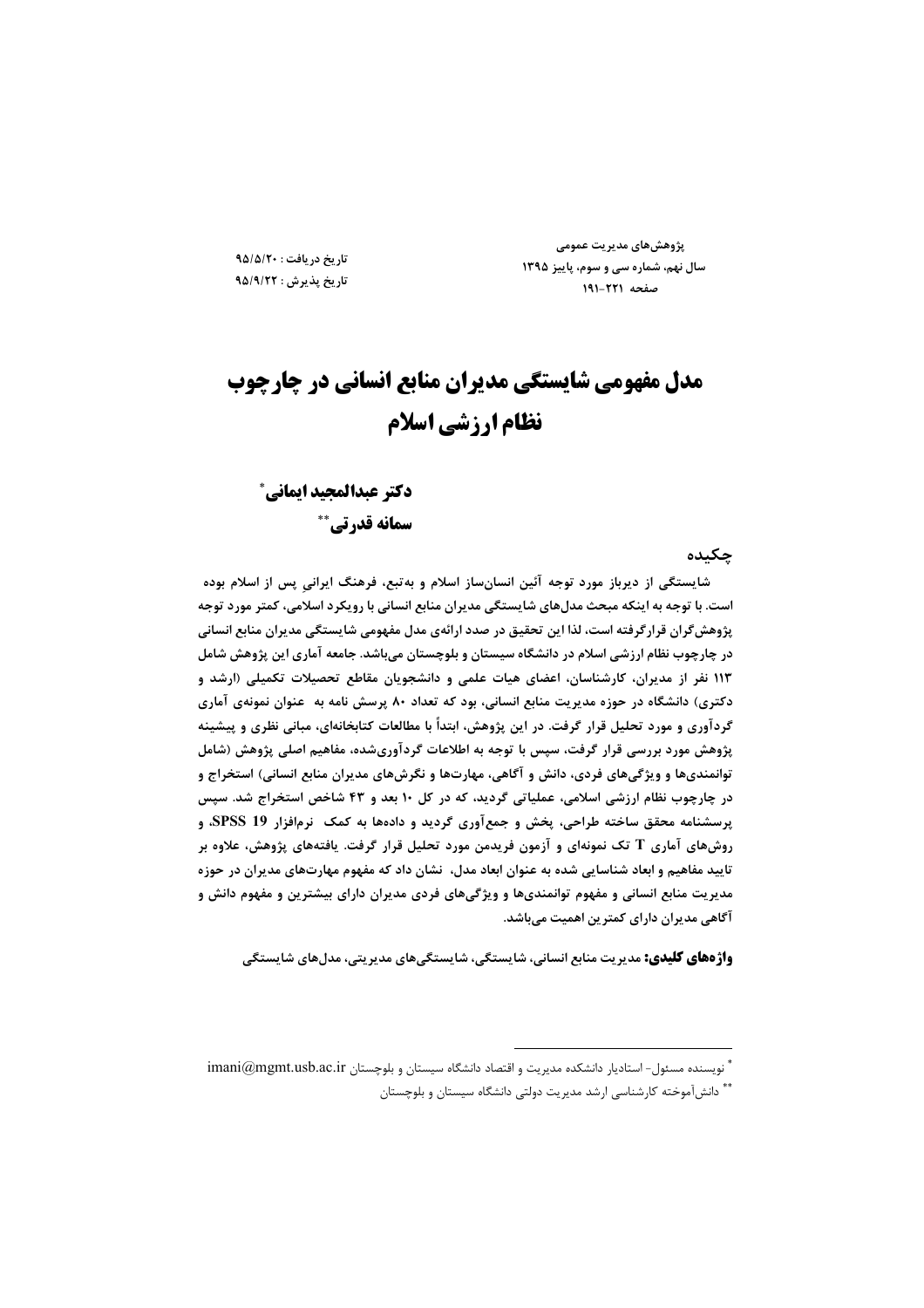پژوهش‌های مدیریت عمومی
سال نهم، شماره سی و سوم، پاییز ۱۳۹۵
صفحه ۲۲۱-۱۹۱

تاریخ دریافت: ۹۵/۵/۲۰
تاریخ پذیرش: ۹۵/۹/۲۲

# مدل مفهومی شایستگی مدیران منابع انسانی در چارچوب نظام ارزشی اسلام

**دکتر عبدالمجید ایمانی**[*]
**سمانه قدرتی**[**]

## چکیده

**شایستگی از دیرباز مورد توجه آئین انسان‌ساز اسلام و به‌تبع، فرهنگ ایرانیِ پس از اسلام بوده است. با توجه به اینکه مبحث مدل‌های شایستگی مدیران منابع انسانی با رویکرد اسلامی، کمتر مورد توجه پژوهش‌گران قرارگرفته است، لذا این تحقیق در صدد ارائه‌ی مدل مفهومی شایستگی مدیران منابع انسانی در چارچوب نظام ارزشی اسلام در دانشگاه سیستان و بلوچستان می‌باشد. جامعه آماری این پژوهش شامل ۱۱۳ نفر از مدیران، کارشناسان، اعضای هیات علمی و دانشجویان مقاطع تحصیلات تکمیلی (ارشد و دکتری) دانشگاه در حوزه مدیریت منابع انسانی، بود که تعداد ۸۰ پرسش نامه به عنوان نمونه‌ی آماری گردآوری و مورد تحلیل قرار گرفت. در این پژوهش، ابتداً با مطالعات کتابخانه‌ای، مبانی نظری و پیشینه پژوهش مورد بررسی قرار گرفت، سپس با توجه به اطلاعات گردآوری‌شده، مفاهیم اصلی پژوهش (شامل توانمندی‌ها و ویژگی‌های فردی، دانش و آگاهی، مهارت‌ها و نگرش‌های مدیران منابع انسانی) استخراج و در چارچوب نظام ارزشی اسلامی، عملیاتی گردید، که در کل ۱۰ بعد و ۴۳ شاخص استخراج شد. سپس پرسشنامه محقق ساخته طراحی، پخش و جمع‌آوری گردید و داده‌ها به کمک نرم‌افزار SPSS 19، و روش‌های آماری T تک نمونه‌ای و آزمون فریدمن مورد تحلیل قرار گرفت. یافته‌های پژوهش، علاوه بر تایید مفاهیم و ابعاد شناسایی شده به عنوان ابعاد مدل، نشان داد که مفهوم مهارت‌های مدیران در حوزه مدیریت منابع انسانی و مفهوم توانمندی‌ها و ویژگی‌های فردی مدیران دارای بیشترین و مفهوم دانش و آگاهی مدیران دارای کمترین اهمیت می‌باشد.**

**واژه‌های کلیدی:** مدیریت منابع انسانی، شایستگی، شایستگی‌های مدیریتی، مدل‌های شایستگی

---

[*] نویسنده مسئول- استادیار دانشکده مدیریت و اقتصاد دانشگاه سیستان و بلوچستان imani@mgmt.usb.ac.ir

[**] دانش‌آموخته کارشناسی ارشد مدیریت دولتی دانشگاه سیستان و بلوچستان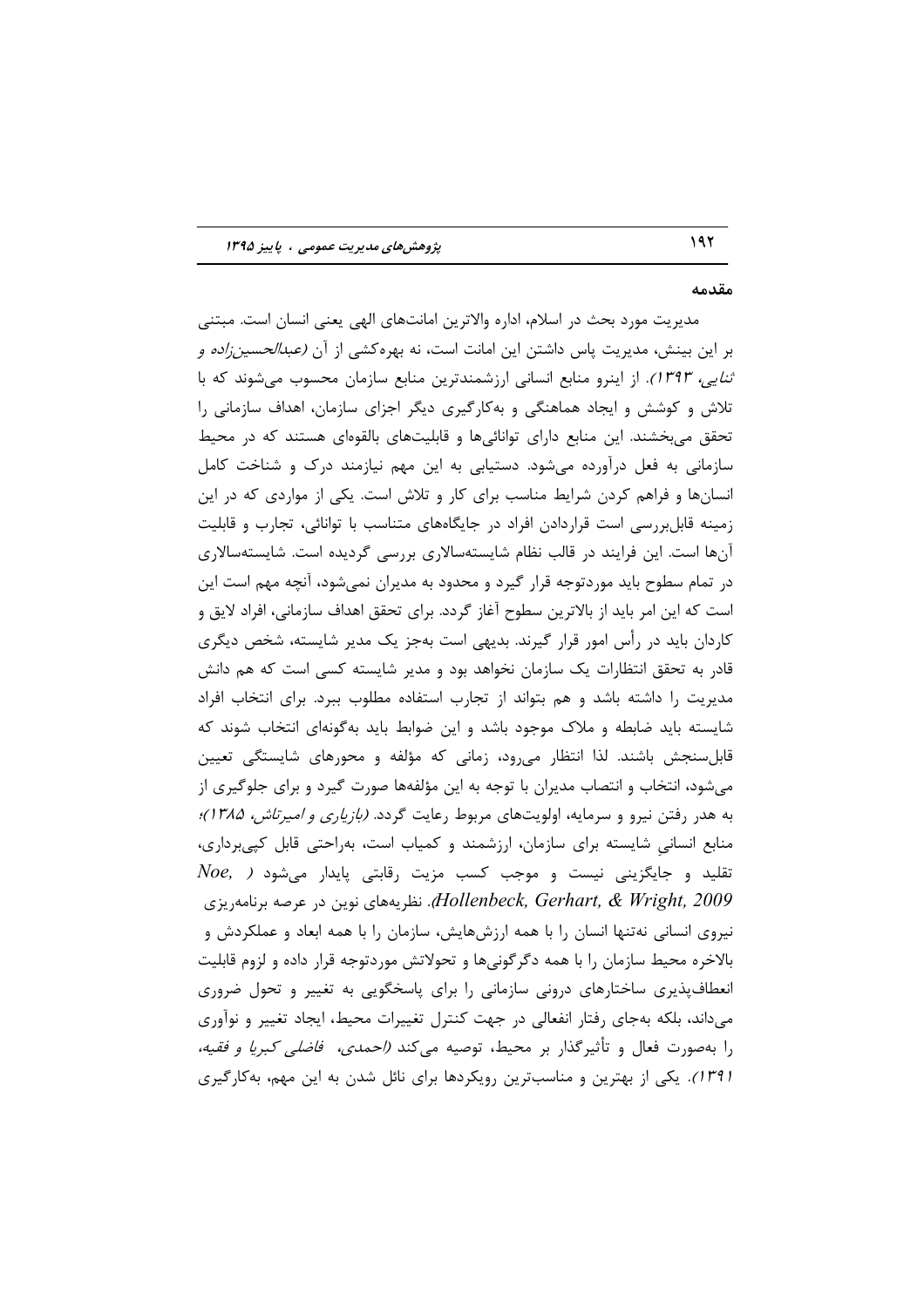## مقدمه

مدیریت مورد بحث در اسلام، اداره والاترین امانت‌های الهی یعنی انسان است. مبتنی بر این بینش، مدیریت پاس داشتن این امانت است، نه بهره‌کشی از آن *(عبدالحسین‌زاده و ثنایی، ۱۳۹۳)*. از اینرو منابع انسانی ارزشمندترین منابع سازمان محسوب می‌شوند که با تلاش و کوشش و ایجاد هماهنگی و به‌کارگیری دیگر اجزای سازمان، اهداف سازمانی را تحقق می‌بخشند. این منابع دارای توانائی‌ها و قابلیت‌های بالقوه‌ای هستند که در محیط سازمانی به فعل درآورده می‌شود. دستیابی به این مهم نیازمند درک و شناخت کامل انسان‌ها و فراهم کردن شرایط مناسب برای کار و تلاش است. یکی از مواردی که در این زمینه قابل‌بررسی است قراردادن افراد در جایگاه‌های متناسب با توانائی، تجارب و قابلیت آن‌ها است. این فرایند در قالب نظام شایسته‌سالاری بررسی گردیده است. شایسته‌سالاری در تمام سطوح باید موردتوجه قرار گیرد و محدود به مدیران نمی‌شود، آنچه مهم است این است که این امر باید از بالاترین سطوح آغاز گردد. برای تحقق اهداف سازمانی، افراد لایق و کاردان باید در رأس امور قرار گیرند. بدیهی است به‌جز یک مدیر شایسته، شخص دیگری قادر به تحقق انتظارات یک سازمان نخواهد بود و مدیر شایسته کسی است که هم دانش مدیریت را داشته باشد و هم بتواند از تجارب استفاده مطلوب ببرد. برای انتخاب افراد شایسته باید ضابطه و ملاک موجود باشد و این ضوابط باید به‌گونه‌ای انتخاب شوند که قابل‌سنجش باشند. لذا انتظار می‌رود، زمانی که مؤلفه و محورهای شایستگی تعیین می‌شود، انتخاب و انتصاب مدیران با توجه به این مؤلفه‌ها صورت گیرد و برای جلوگیری از به هدر رفتن نیرو و سرمایه، اولویت‌های مربوط رعایت گردد. *(بازیاری و امیرتاش، ۱۳۸۵)*؛ منابع انسانیِ شایسته برای سازمان، ارزشمند و کمیاب است، به‌راحتی قابل کپی‌برداری، تقلید و جایگزینی نیست و موجب کسب مزیت رقابتی پایدار می‌شود *(Noe, Hollenbeck, Gerhart, & Wright, 2009)*. نظریه‌های نوین در عرصه برنامه‌ریزی نیروی انسانی نه‌تنها انسان را با همه ارزش‌هایش، سازمان را با همه ابعاد و عملکردش و بالاخره محیط سازمان را با همه دگرگونی‌ها و تحولاتش موردتوجه قرار داده و لزوم قابلیت انعطاف‌پذیری ساختارهای درونی سازمانی را برای پاسخگویی به تغییر و تحول ضروری می‌داند، بلکه به‌جای رفتار انفعالی در جهت کنترل تغییرات محیط، ایجاد تغییر و نوآوری را به‌صورت فعال و تأثیرگذار بر محیط، توصیه می‌کند *(احمدی، فاضلی کبریا و فقیه، ۱۳۹۱)*. یکی از بهترین و مناسب‌ترین رویکردها برای نائل شدن به این مهم، به‌کارگیری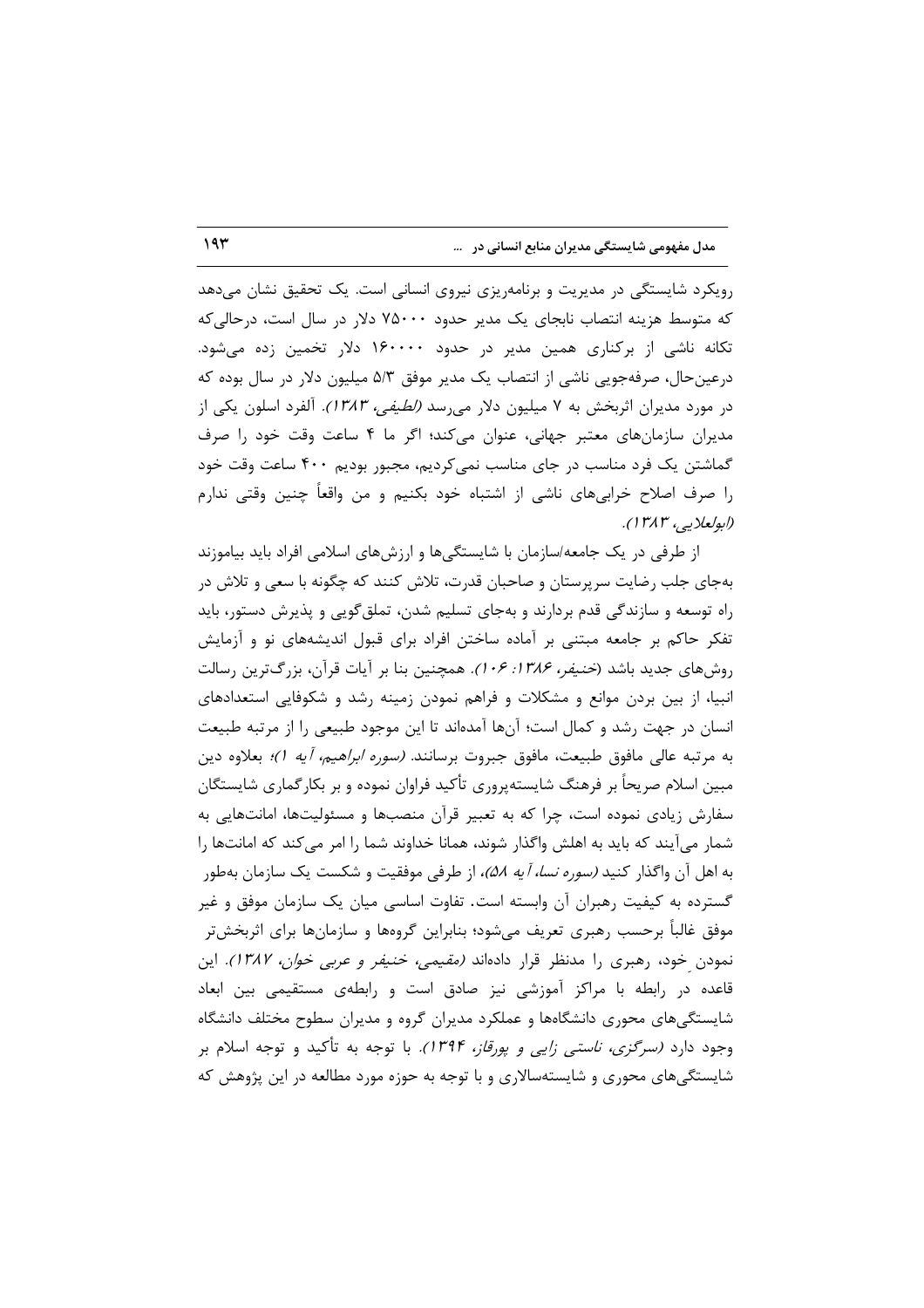رویکرد شایستگی در مدیریت و برنامه‌ریزی نیروی انسانی است. یک تحقیق نشان می‌دهد که متوسط هزینه انتصاب نابجای یک مدیر حدود ۷۵۰۰۰ دلار در سال است، درحالی‌که تکانه ناشی از برکناری همین مدیر در حدود ۱۶۰۰۰۰ دلار تخمین زده می‌شود. درعین‌حال، صرفه‌جویی ناشی از انتصاب یک مدیر موفق ۵/۳ میلیون دلار در سال بوده که در مورد مدیران اثربخش به ۷ میلیون دلار می‌رسد *(لطیفی، ۱۳۸۳)*. آلفرد اسلون یکی از مدیران سازمان‌های معتبر جهانی، عنوان می‌کند؛ اگر ما ۴ ساعت وقت خود را صرف گماشتن یک فرد مناسب در جای مناسب نمی‌کردیم، مجبور بودیم ۴۰۰ ساعت وقت خود را صرف اصلاح خرابی‌های ناشی از اشتباه خود بکنیم و من واقعاً چنین وقتی ندارم *(ابولعلایی، ۱۳۸۳)*.

از طرفی در یک جامعه/سازمان با شایستگی‌ها و ارزش‌های اسلامی افراد باید بیاموزند به‌جای جلب رضایت سرپرستان و صاحبان قدرت، تلاش کنند که چگونه با سعی و تلاش در راه توسعه و سازندگی قدم بردارند و به‌جای تسلیم شدن، تملق‌گویی و پذیرش دستور، باید تفکر حاکم بر جامعه مبتنی بر آماده ساختن افراد برای قبول اندیشه‌های نو و آزمایش روش‌های جدید باشد *(خنیفر، ۱۳۸۶: ۱۰۶)*. همچنین بنا بر آیات قرآن، بزرگ‌ترین رسالت انبیا، از بین بردن موانع و مشکلات و فراهم نمودن زمینه رشد و شکوفایی استعدادهای انسان در جهت رشد و کمال است؛ آن‌ها آمده‌اند تا این موجود طبیعی را از مرتبه طبیعت به مرتبه عالی مافوق طبیعت، مافوق جبروت برسانند. *(سوره ابراهیم، آیه ۱)*؛ بعلاوه دین مبین اسلام صریحاً بر فرهنگ شایسته‌پروری تأکید فراوان نموده و بر بکارگماری شایستگان سفارش زیادی نموده است، چرا که به تعبیر قرآن منصب‌ها و مسئولیت‌ها، امانت‌هایی به شمار می‌آیند که باید به اهلش واگذار شوند، همانا خداوند شما را امر می‌کند که امانت‌ها را به اهل آن واگذار کنید *(سوره نسا، آیه ۵۸)*، از طرفی موفقیت و شکست یک سازمان به‌طور گسترده به کیفیت رهبران آن وابسته است. تفاوت اساسی میان یک سازمان موفق و غیر موفق غالباً برحسب رهبری تعریف می‌شود؛ بنابراین گروه‌ها و سازمان‌ها برای اثربخش‌تر نمودنِ خود، رهبری را مدنظر قرار داده‌اند *(مقیمی، خنیفر و عربی خوان، ۱۳۸۷)*. این قاعده در رابطه با مراکز آموزشی نیز صادق است و رابطه‌ی مستقیمی بین ابعاد شایستگی‌های محوری دانشگاه‌ها و عملکرد مدیران گروه و مدیران سطوح مختلف دانشگاه وجود دارد *(سرگزی، ناستی زایی و پورقاز، ۱۳۹۴)*. با توجه به تأکید و توجه اسلام بر شایستگی‌های محوری و شایسته‌سالاری و با توجه به حوزه مورد مطالعه در این پژوهش که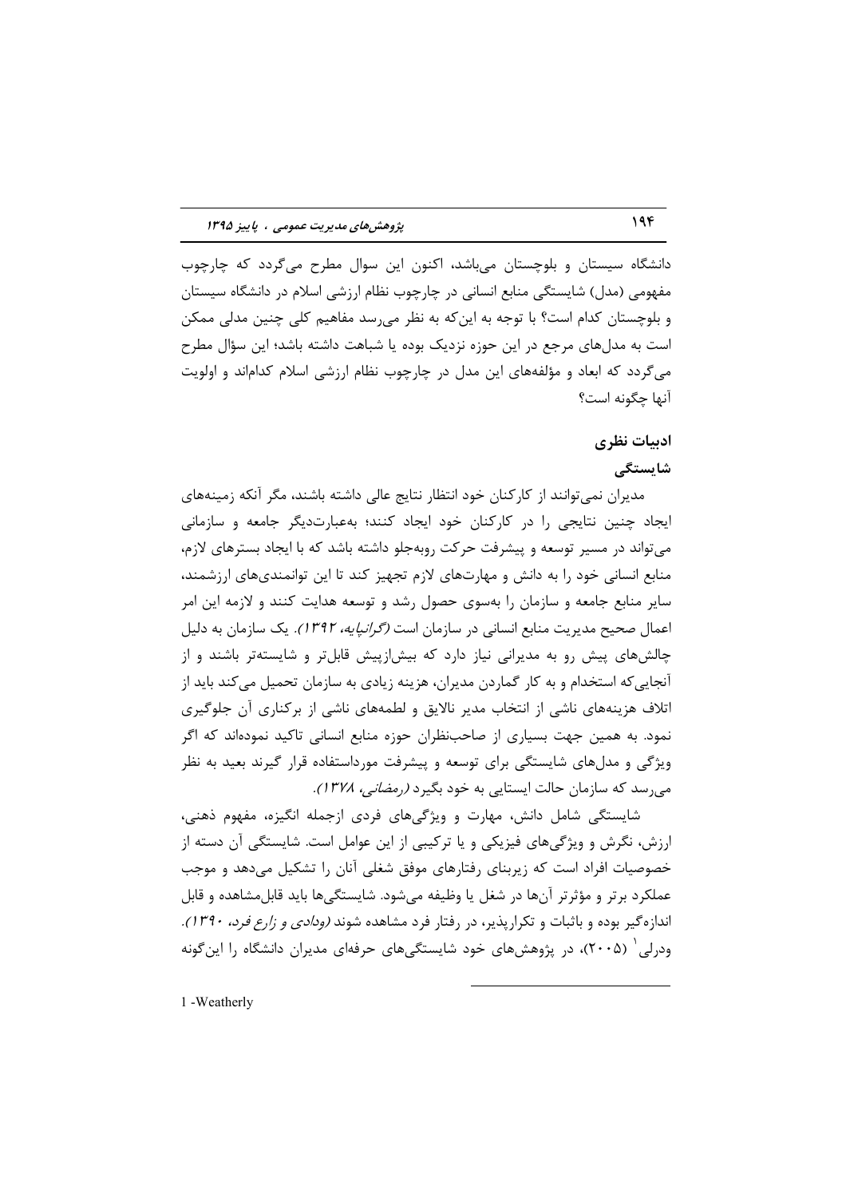دانشگاه سیستان و بلوچستان می‌باشد، اکنون این سوال مطرح می‌گردد که چارچوب مفهومی (مدل) شایستگی منابع انسانی در چارچوب نظام ارزشی اسلام در دانشگاه سیستان و بلوچستان کدام است؟ با توجه به این‌که به نظر می‌رسد مفاهیم کلی چنین مدلی ممکن است به مدل‌های مرجع در این حوزه نزدیک بوده یا شباهت داشته باشد؛ این سؤال مطرح می‌گردد که ابعاد و مؤلفه‌های این مدل در چارچوب نظام ارزشی اسلام کدام‌اند و اولویت آنها چگونه است؟

## ادبیات نظری

### شایستگی

مدیران نمی‌توانند از کارکنان خود انتظار نتایج عالی داشته باشند، مگر آنکه زمینه‌های ایجاد چنین نتایجی را در کارکنان خود ایجاد کنند؛ به‌عبارت‌دیگر جامعه و سازمانی می‌تواند در مسیر توسعه و پیشرفت حرکت روبه‌جلو داشته باشد که با ایجاد بسترهای لازم، منابع انسانی خود را به دانش و مهارت‌های لازم تجهیز کند تا این توانمندی‌های ارزشمند، سایر منابع جامعه و سازمان را به‌سوی حصول رشد و توسعه هدایت کنند و لازمه این امر اعمال صحیح مدیریت منابع انسانی در سازمان است *(گرانپایه، ۱۳۹۲)*. یک سازمان به دلیل چالش‌های پیش رو به مدیرانی نیاز دارد که بیش‌ازپیش قابل‌تر و شایسته‌تر باشند و از آنجایی‌که استخدام و به کار گماردن مدیران، هزینه زیادی به سازمان تحمیل می‌کند باید از اتلاف هزینه‌های ناشی از انتخاب مدیر نالایق و لطمه‌های ناشی از برکناری آن جلوگیری نمود. به همین جهت بسیاری از صاحب‌نظران حوزه منابع انسانی تاکید نموده‌اند که اگر ویژگی و مدل‌های شایستگی برای توسعه و پیشرفت مورداستفاده قرار گیرند بعید به نظر می‌رسد که سازمان حالت ایستایی به خود بگیرد *(رمضانی، ۱۳۷۸)*.

شایستگی شامل دانش، مهارت و ویژگی‌های فردی ازجمله انگیزه، مفهوم ذهنی، ارزش، نگرش و ویژگی‌های فیزیکی و یا ترکیبی از این عوامل است. شایستگی آن دسته از خصوصیات افراد است که زیربنای رفتارهای موفق شغلی آنان را تشکیل می‌دهد و موجب عملکرد برتر و مؤثرتر آن‌ها در شغل یا وظیفه می‌شود. شایستگی‌ها باید قابل‌مشاهده و قابل اندازه‌گیر بوده و باثبات و تکرارپذیر، در رفتار فرد مشاهده شوند *(ودادی و زارع فرد، ۱۳۹۰)*. ودرلی[1] (۲۰۰۵)، در پژوهش‌های خود شایستگی‌های حرفه‌ای مدیران دانشگاه را این‌گونه

1 -Weatherly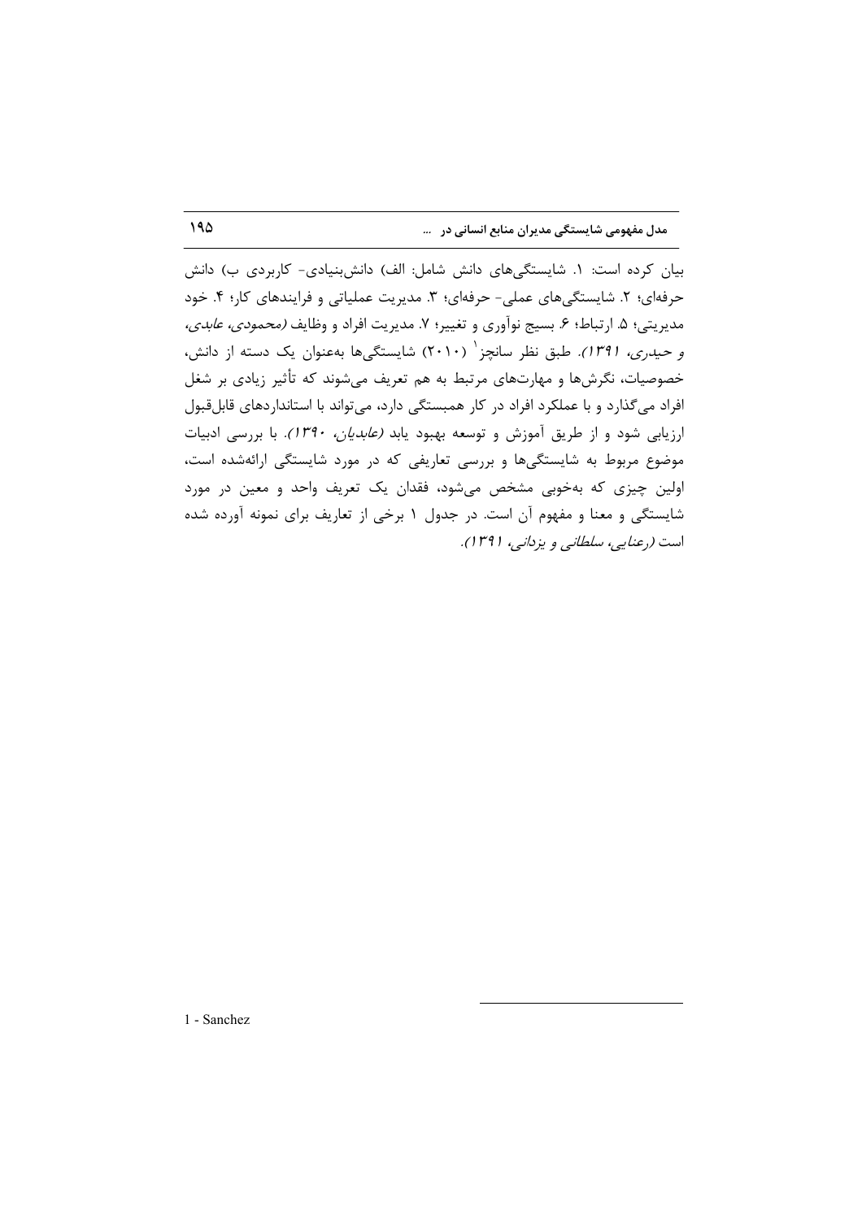بیان کرده است: ۱. شایستگی‌های دانش شامل: الف) دانش‌بنیادی- کاربردی ب) دانش حرفه‌ای؛ ۲. شایستگی‌های عملی- حرفه‌ای؛ ۳. مدیریت عملیاتی و فرایندهای کار؛ ۴. خود مدیریتی؛ ۵. ارتباط؛ ۶. بسیج نوآوری و تغییر؛ ۷. مدیریت افراد و وظایف *(محمودی، عابدی، و حیدری، ۱۳۹۱)*. طبق نظر سانچز[1] (۲۰۱۰) شایستگی‌ها به‌عنوان یک دسته از دانش، خصوصیات، نگرش‌ها و مهارت‌های مرتبط به هم تعریف می‌شوند که تأثیر زیادی بر شغل افراد می‌گذارد و با عملکرد افراد در کار همبستگی دارد، می‌تواند با استانداردهای قابل‌قبول ارزیابی شود و از طریق آموزش و توسعه بهبود یابد *(عابدیان، ۱۳۹۰)*. با بررسی ادبیات موضوع مربوط به شایستگی‌ها و بررسی تعاریفی که در مورد شایستگی ارائه‌شده است، اولین چیزی که به‌خوبی مشخص می‌شود، فقدان یک تعریف واحد و معین در مورد شایستگی و معنا و مفهوم آن است. در جدول ۱ برخی از تعاریف برای نمونه آورده شده است *(رعنایی، سلطانی و یزدانی، ۱۳۹۱)*.

---

1 - Sanchez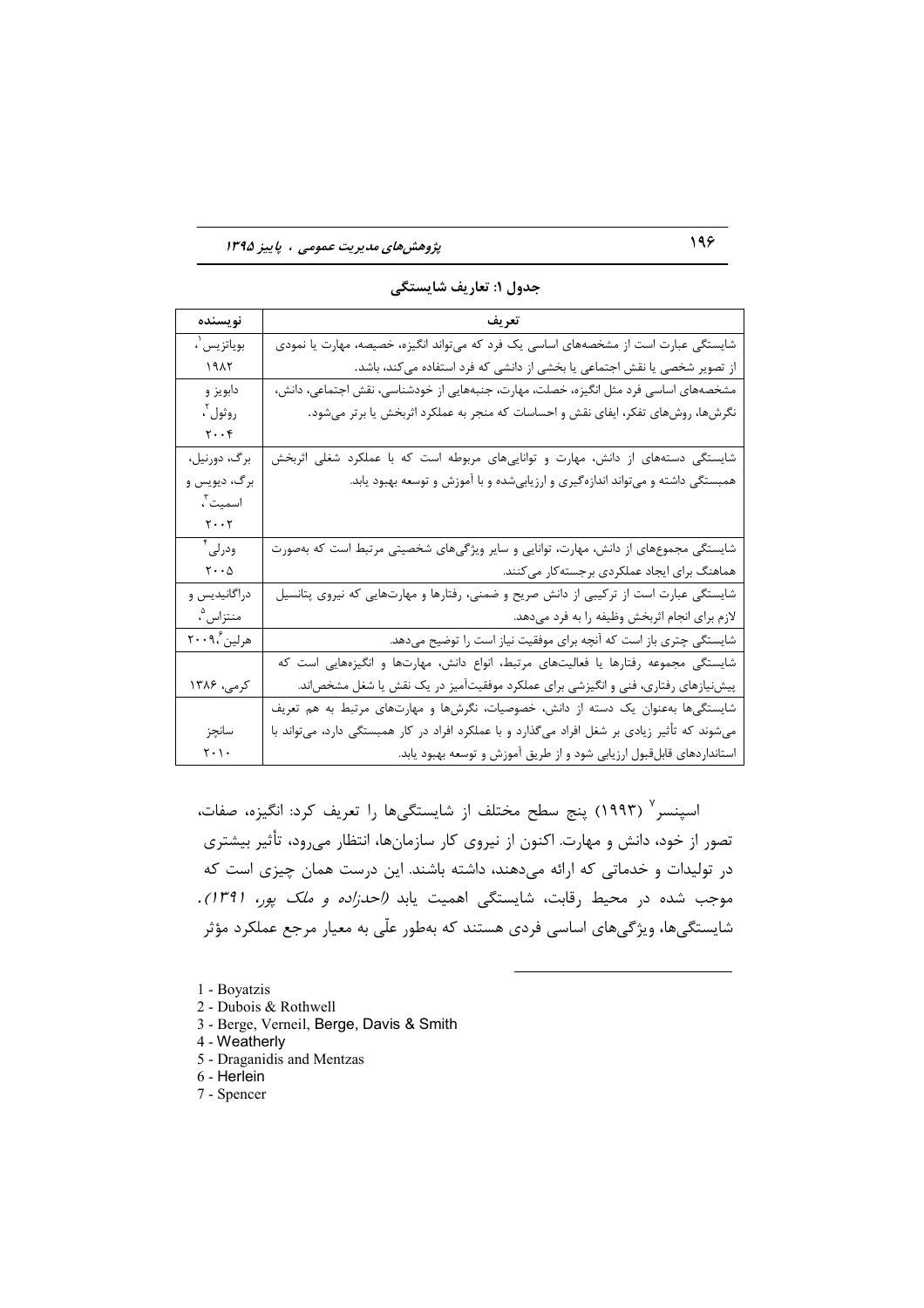**جدول ۱: تعاریف شایستگی**

| نویسنده | تعریف |
| --- | --- |
| بویاتزیس[1]، ۱۹۸۲ | شایستگی عبارت است از مشخصه‌های اساسی یک فرد که می‌تواند انگیزه، خصیصه، مهارت یا نمودی از تصویر شخصی یا نقش اجتماعی یا بخشی از دانشی که فرد استفاده می‌کند، باشد. |
| دابویز و روثول[2]، ۲۰۰۴ | مشخصه‌های اساسی فرد مثل انگیزه، خصلت، مهارت، جنبه‌هایی از خودشناسی، نقش اجتماعی، دانش، نگرش‌ها، روش‌های تفکر، ایفای نقش و احساسات که منجر به عملکرد اثربخش یا برتر می‌شود. |
| برگ، دورنیل، برگ، دیویس و اسمیت[3]، ۲۰۰۲ | شایستگی دسته‌هایی از دانش، مهارت و توانایی‌های مربوطه است که با عملکرد شغلی اثربخش همبستگی داشته و می‌تواند اندازه‌گیری و ارزیابی‌شده و با آموزش و توسعه بهبود یابد. |
| ودرلی[4]، ۲۰۰۵ | شایستگی مجموعه‌ای از دانش، مهارت، توانایی و سایر ویژگی‌های شخصیتی مرتبط است که به‌صورت هماهنگ برای ایجاد عملکردی برجسته‌کار می‌کنند. |
| دراگانیدیس و منتزاس[5]، | شایستگی عبارت است از ترکیبی از دانش صریح و ضمنی، رفتارها و مهارت‌هایی که نیروی پتانسیل لازم برای انجام اثربخش وظیفه را به فرد می‌دهد. |
| هرلین[6]،۲۰۰۹ | شایستگی چتری باز است که آنچه برای موفقیت نیاز است را توضیح می‌دهد. |
| کرمی، ۱۳۸۶ | شایستگی مجموعه رفتارها یا فعالیت‌های مرتبط، انواع دانش، مهارت‌ها و انگیزه‌هایی است که پیش‌نیازهای رفتاری، فنی و انگیزشی برای عملکرد موفقیت‌آمیز در یک نقش یا شغل مشخص‌اند. |
| سانچز ۲۰۱۰ | شایستگی‌ها به‌عنوان یک دسته از دانش، خصوصیات، نگرش‌ها و مهارت‌های مرتبط به هم تعریف می‌شوند که تأثیر زیادی بر شغل افراد می‌گذارد و با عملکرد افراد در کار همبستگی دارد، می‌تواند با استانداردهای قابل‌قبول ارزیابی شود و از طریق آموزش و توسعه بهبود یابد. |

اسپنسر[7] (۱۹۹۳) پنج سطح مختلف از شایستگی‌ها را تعریف کرد: انگیزه، صفات، تصور از خود، دانش و مهارت. اکنون از نیروی کار سازمان‌ها، انتظار می‌رود، تأثیر بیشتری در تولیدات و خدماتی که ارائه می‌دهند، داشته باشند. این درست همان چیزی است که موجب شده در محیط رقابت، شایستگی اهمیت یابد *(احدزاده و ملک پور، ۱۳۹۱)*. شایستگی‌ها، ویژگی‌های اساسی فردی هستند که به‌طور علّی به معیار مرجع عملکرد مؤثر

---

1 - Boyatzis
2 - Dubois & Rothwell
3 - Berge, Verneil, Berge, Davis & Smith
4 - Weatherly
5 - Draganidis and Mentzas
6 - Herlein
7 - Spencer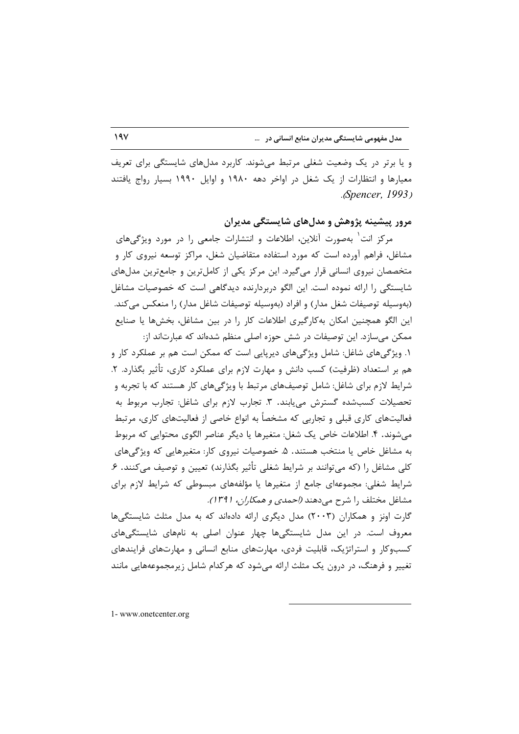و یا برتر در یک وضعیت شغلی مرتبط می‌شوند. کاربرد مدل‌های شایستگی برای تعریف معیارها و انتظارات از یک شغل در اواخر دهه ۱۹۸۰ و اوایل ۱۹۹۰ بسیار رواج یافتند (Spencer, 1993).

## مرور پیشینه پژوهش و مدل‌های شایستگی مدیران

مرکز انت[1] به‌صورت آنلاین، اطلاعات و انتشارات جامعی را در مورد ویژگی‌های مشاغل، فراهم آورده است که مورد استفاده متقاضیان شغل، مراکز توسعه نیروی کار و متخصصان نیروی انسانی قرار می‌گیرد. این مرکز یکی از کامل‌ترین و جامع‌ترین مدل‌های شایستگی را ارائه نموده است. این الگو دربردارنده دیدگاهی است که خصوصیات مشاغل (به‌وسیله توصیفات شغل مدار) و افراد (به‌وسیله توصیفات شاغل مدار) را منعکس می‌کند. این الگو همچنین امکان به‌کارگیری اطلاعات کار را در بین مشاغل، بخش‌ها یا صنایع ممکن می‌سازد. این توصیفات در شش حوزه اصلی منظم شده‌اند که عبارت‌اند از:

۱. ویژگی‌های شاغل: شامل ویژگی‌های دیرپایی است که ممکن است هم بر عملکرد کار و هم بر استعداد (ظرفیت) کسب دانش و مهارت لازم برای عملکرد کاری، تأثیر بگذارد. ۲. شرایط لازم برای شاغل: شامل توصیف‌های مرتبط با ویژگی‌های کار هستند که با تجربه و تحصیلات کسب‌شده گسترش می‌یابند. ۳. تجارب لازم برای شاغل: تجارب مربوط به فعالیت‌های کاری قبلی و تجاربی که مشخصاً به انواع خاصی از فعالیت‌های کاری، مرتبط می‌شوند. ۴. اطلاعات خاص یک شغل: متغیرها یا دیگر عناصر الگوی محتوایی که مربوط به مشاغل خاص یا منتخب هستند. ۵. خصوصیات نیروی کار: متغیرهایی که ویژگی‌های کلی مشاغل را (که می‌توانند بر شرایط شغلی تأثیر بگذارند) تعیین و توصیف می‌کنند. ۶. شرایط شغلی: مجموعه‌ای جامع از متغیرها یا مؤلفه‌های مبسوطی که شرایط لازم برای مشاغل مختلف را شرح می‌دهند *(احمدی و همکاران، ۱۳۹۱)*.

گارت اونز و همکاران (۲۰۰۳) مدل دیگری ارائه داده‌اند که به مدل مثلث شایستگی‌ها معروف است. در این مدل شایستگی‌ها چهار عنوان اصلی به نام‌های شایستگی‌های کسب‌وکار و استراتژیک، قابلیت فردی، مهارت‌های منابع انسانی و مهارت‌های فرایندهای تغییر و فرهنگ، در درون یک مثلث ارائه می‌شود که هرکدام شامل زیرمجموعه‌هایی مانند

---

1- www.onetcenter.org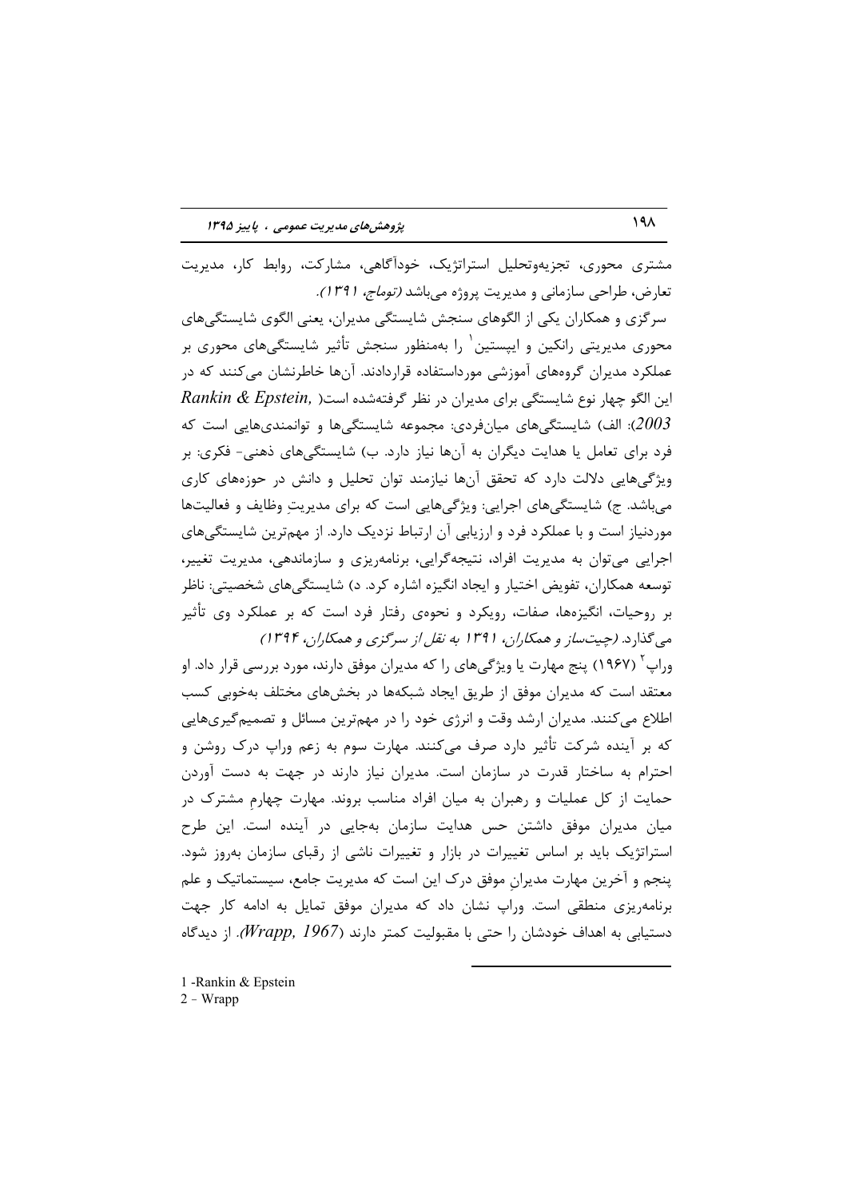مشتری محوری، تجزیه‌وتحلیل استراتژیک، خودآگاهی، مشارکت، روابط کار، مدیریت تعارض، طراحی سازمانی و مدیریت پروژه می‌باشد *(توماج، ۱۳۹۱)*.

سرگزی و همکاران یکی از الگوهای سنجش شایستگی مدیران، یعنی الگوی شایستگی‌های محوری مدیریتی رانکین و ایپستین[1] را به‌منظور سنجش تأثیر شایستگی‌های محوری بر عملکرد مدیران گروه‌های آموزشی مورداستفاده قراردادند. آن‌ها خاطرنشان می‌کنند که در این الگو چهار نوع شایستگی برای مدیران در نظر گرفته‌شده است( *Rankin & Epstein, 2003*): الف) شایستگی‌های میان‌فردی: مجموعه شایستگی‌ها و توانمندی‌هایی است که فرد برای تعامل یا هدایت دیگران به آن‌ها نیاز دارد. ب) شایستگی‌های ذهنی- فکری: بر ویژگی‌هایی دلالت دارد که تحقق آن‌ها نیازمند توان تحلیل و دانش در حوزه‌های کاری می‌باشد. ج) شایستگی‌های اجرایی: ویژگی‌هایی است که برای مدیریتِ وظایف و فعالیت‌ها موردنیاز است و با عملکرد فرد و ارزیابی آن ارتباط نزدیک دارد. از مهم‌ترین شایستگی‌های اجرایی می‌توان به مدیریت افراد، نتیجه‌گرایی، برنامه‌ریزی و سازماندهی، مدیریت تغییر، توسعه همکاران، تفویض اختیار و ایجاد انگیزه اشاره کرد. د) شایستگی‌های شخصیتی: ناظر بر روحیات، انگیزه‌ها، صفات، رویکرد و نحوه‌ی رفتار فرد است که بر عملکرد وی تأثیر می‌گذارد. *(چیت‌ساز و همکاران، ۱۳۹۱ به نقل از سرگزی و همکاران، ۱۳۹۴)*

وراپ[2] (۱۹۶۷) پنج مهارت یا ویژگی‌های را که مدیران موفق دارند، مورد بررسی قرار داد. او معتقد است که مدیران موفق از طریق ایجاد شبکه‌ها در بخش‌های مختلف به‌خوبی کسب اطلاع می‌کنند. مدیران ارشد وقت و انرژی خود را در مهم‌ترین مسائل و تصمیم‌گیری‌هایی که بر آینده شرکت تأثیر دارد صرف می‌کنند. مهارت سوم به زعم وراپ درک روشن و احترام به ساختار قدرت در سازمان است. مدیران نیاز دارند در جهت به دست آوردن حمایت از کل عملیات و رهبران به میان افراد مناسب بروند. مهارت چهارمِ مشترک در میان مدیران موفق داشتن حس هدایت سازمان به‌جایی در آینده است. این طرح استراتژیک باید بر اساس تغییرات در بازار و تغییرات ناشی از رقبای سازمان به‌روز شود. پنجم و آخرین مهارت مدیرانِ موفق درک این است که مدیریت جامع، سیستماتیک و علم برنامه‌ریزی منطقی است. وراپ نشان داد که مدیران موفق تمایل به ادامه کار جهت دستیابی به اهداف خودشان را حتی با مقبولیت کمتر دارند (*Wrapp, 1967*). از دیدگاه

---

1 -Rankin & Epstein

2 – Wrapp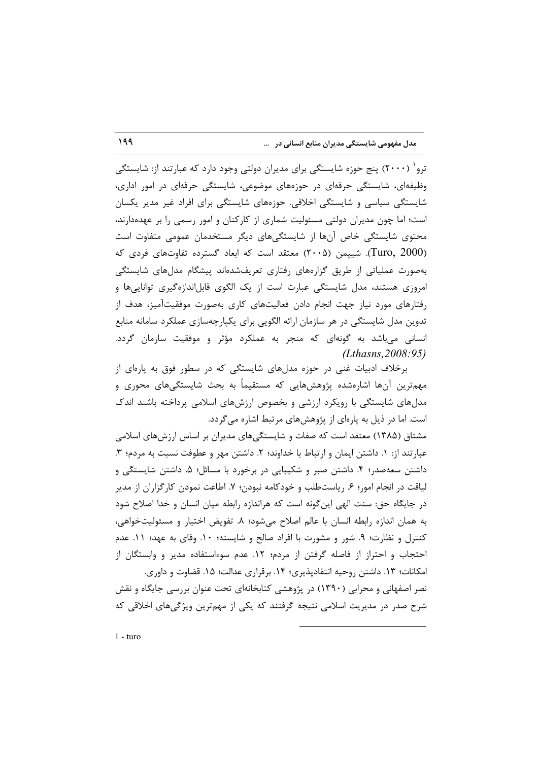ترو[1] (۲۰۰۰) پنج حوزه شایستگی برای مدیران دولتی وجود دارد که عبارتند از: شایستگی وظیفه‌ای، شایستگی حرفه‌ای در حوزه‌های موضوعی، شایستگی حرفه‌ای در امور اداری، شایستگی سیاسی و شایستگی اخلاقی. حوزه‌های شایستگی برای افراد غیر مدیر یکسان است؛ اما چون مدیران دولتی مسئولیت شماری از کارکنان و امور رسمی را بر عهده‌دارند، محتوی شایستگی خاص آن‌ها از شایستگی‌های دیگر مستخدمان عمومی متفاوت است (Turo, 2000). شیپمن (۲۰۰۵) معتقد است که ابعاد گسترده تفاوت‌های فردی که به‌صورت عملیاتی از طریق گزاره‌های رفتاری تعریف‌شده‌اند پیشگام مدل‌های شایستگی امروزی هستند، مدل شایستگی عبارت است از یک الگوی قابل‌اندازه‌گیری توانایی‌ها و رفتارهای مورد نیاز جهت انجام دادن فعالیت‌های کاری به‌صورت موفقیت‌آمیز، هدف از تدوین مدل شایستگی در هر سازمان ارائه الگویی برای یکپارچه‌سازی عملکرد سامانه منابع انسانی می‌باشد به گونه‌ای که منجر به عملکرد مؤثر و موفقیت سازمان گردد. *(Lthasns,2008:95)*

برخلاف ادبیات غنی در حوزه مدل‌های شایستگی که در سطور فوق به پاره‌ای از مهم‌ترین آن‌ها اشاره‌شده پژوهش‌هایی که مستقیماً به بحث شایستگی‌های محوری و مدل‌های شایستگی با رویکرد ارزشی و بخصوص ارزش‌های اسلامی پرداخته باشند اندک است. اما در ذیل به پاره‌ای از پژوهش‌های مرتبط اشاره می‌گردد.

مشتاق (۱۳۸۵) معتقد است که صفات و شایستگی‌های مدیران بر اساس ارزش‌های اسلامی عبارتند از: ۱. داشتن ایمان و ارتباط با خداوند؛ ۲. داشتن مهر و عطوفت نسبت به مردم؛ ۳. داشتن سعه‌صدر؛ ۴. داشتن صبر و شکیبایی در برخورد با مسائل؛ ۵. داشتن شایستگی و لیاقت در انجام امور؛ ۶. ریاست‌طلب و خودکامه نبودن؛ ۷. اطاعت نمودن کارگزاران از مدیر در جایگاه حق: سنت الهی این‌گونه است که هراندازه رابطه میان انسان و خدا اصلاح شود به همان اندازه رابطه انسان با عالم اصلاح می‌شود؛ ۸. تفویض اختیار و مسئولیت‌خواهی، کنترل و نظارت؛ ۹. شور و مشورت با افراد صالح و شایسته؛ ۱۰. وفای به عهد؛ ۱۱. عدم احتجاب و احتراز از فاصله گرفتن از مردم؛ ۱۲. عدم سوءاستفاده مدیر و وابستگان از امکانات؛ ۱۳. داشتن روحیه انتقادپذیری؛ ۱۴. برقراری عدالت؛ ۱۵. قضاوت و داوری.

نصر اصفهانی و محرابی (۱۳۹۰) در پژوهشی کتابخانه‌ای تحت عنوان بررسی جایگاه و نقش شرح صدر در مدیریت اسلامی نتیجه گرفتند که یکی از مهم‌ترین ویژگی‌های اخلاقی که

---

1 - turo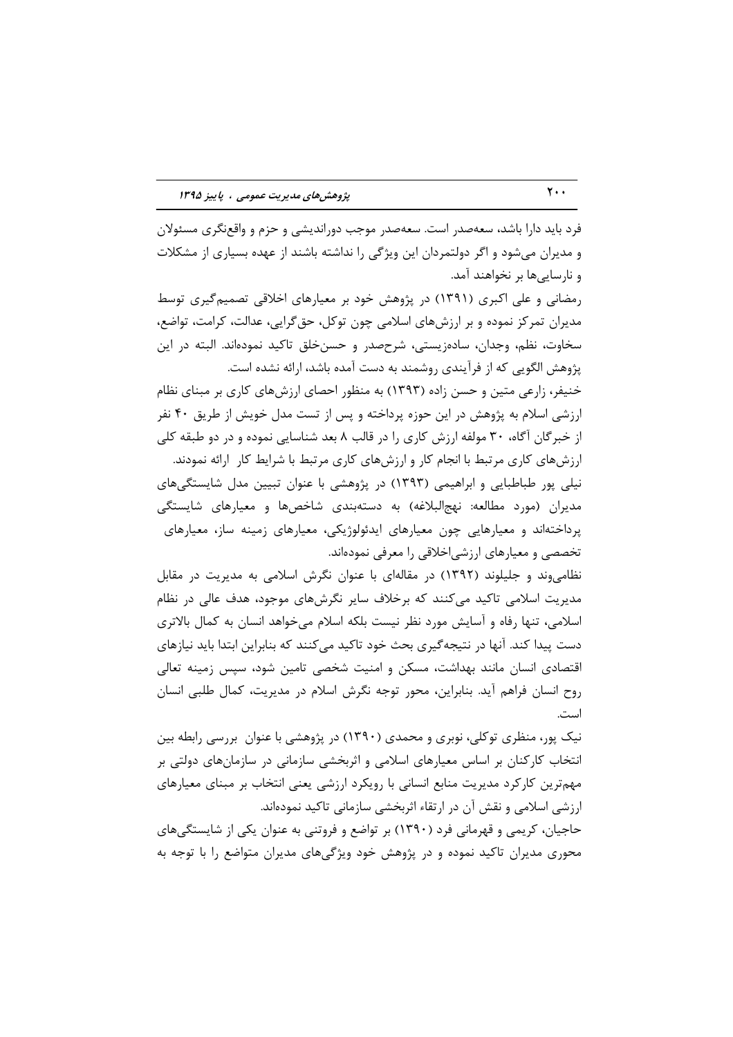فرد باید دارا باشد، سعه‌صدر است. سعه‌صدر موجب دوراندیشی و حزم و واقع‌نگری مسئولان و مدیران می‌شود و اگر دولتمردان این ویژگی را نداشته باشند از عهده بسیاری از مشکلات و نارسایی‌ها بر نخواهند آمد.

رمضانی و علی اکبری (۱۳۹۱) در پژوهش خود بر معیارهای اخلاقی تصمیم‌گیری توسط مدیران تمرکز نموده و بر ارزش‌های اسلامی چون توکل، حق‌گرایی، عدالت، کرامت، تواضع، سخاوت، نظم، وجدان، ساده‌زیستی، شرح‌صدر و حسن‌خلق تاکید نموده‌اند. البته در این پژوهش الگویی که از فرآیندی روشمند به دست آمده باشد، ارائه نشده است.

خنیفر، زارعی متین و حسن زاده (۱۳۹۳) به منظور احصای ارزش‌های کاری بر مبنای نظام ارزشی اسلام به پژوهش در این حوزه پرداخته و پس از تست مدل خویش از طریق ۴۰ نفر از خبرگان آگاه، ۳۰ مولفه ارزش کاری را در قالب ۸ بعد شناسایی نموده و در دو طبقه کلی ارزش‌های کاری مرتبط با انجام کار و ارزش‌های کاری مرتبط با شرایط کار ارائه نمودند.

نیلی پور طباطبایی و ابراهیمی (۱۳۹۳) در پژوهشی با عنوان تبیین مدل شایستگی‌های مدیران (مورد مطالعه: نهج‌البلاغه) به دسته‌بندی شاخص‌ها و معیارهای شایستگی پرداخته‌اند و معیارهایی چون معیارهای ایدئولوژیکی، معیارهای زمینه ساز، معیارهای تخصصی و معیارهای ارزشی‌اخلاقی را معرفی نموده‌اند.

نظامی‌وند و جلیلوند (۱۳۹۲) در مقاله‌ای با عنوان نگرش اسلامی به مدیریت در مقابل مدیریت اسلامی تاکید می‌کنند که برخلاف سایر نگرش‌های موجود، هدف عالی در نظام اسلامی، تنها رفاه و آسایش مورد نظر نیست بلکه اسلام می‌خواهد انسان به کمال بالاتری دست پیدا کند. آنها در نتیجه‌گیری بحث خود تاکید می‌کنند که بنابراین ابتدا باید نیازهای اقتصادی انسان مانند بهداشت، مسکن و امنیت شخصی تامین شود، سپس زمینه تعالی روح انسان فراهم آید. بنابراین، محور توجه نگرش اسلام در مدیریت، کمال طلبی انسان است.

نیک پور، منظری توکلی، نوبری و محمدی (۱۳۹۰) در پژوهشی با عنوان بررسی رابطه بین انتخاب کارکنان بر اساس معیارهای اسلامی و اثربخشی سازمانی در سازمان‌های دولتی بر مهم‌ترین کارکرد مدیریت منابع انسانی با رویکرد ارزشی یعنی انتخاب بر مبنای معیارهای ارزشی اسلامی و نقش آن در ارتقاء اثربخشی سازمانی تاکید نموده‌اند.

حاجیان، کریمی و قهرمانی فرد (۱۳۹۰) بر تواضع و فروتنی به عنوان یکی از شایستگی‌های محوری مدیران تاکید نموده و در پژوهش خود ویژگی‌های مدیران متواضع را با توجه به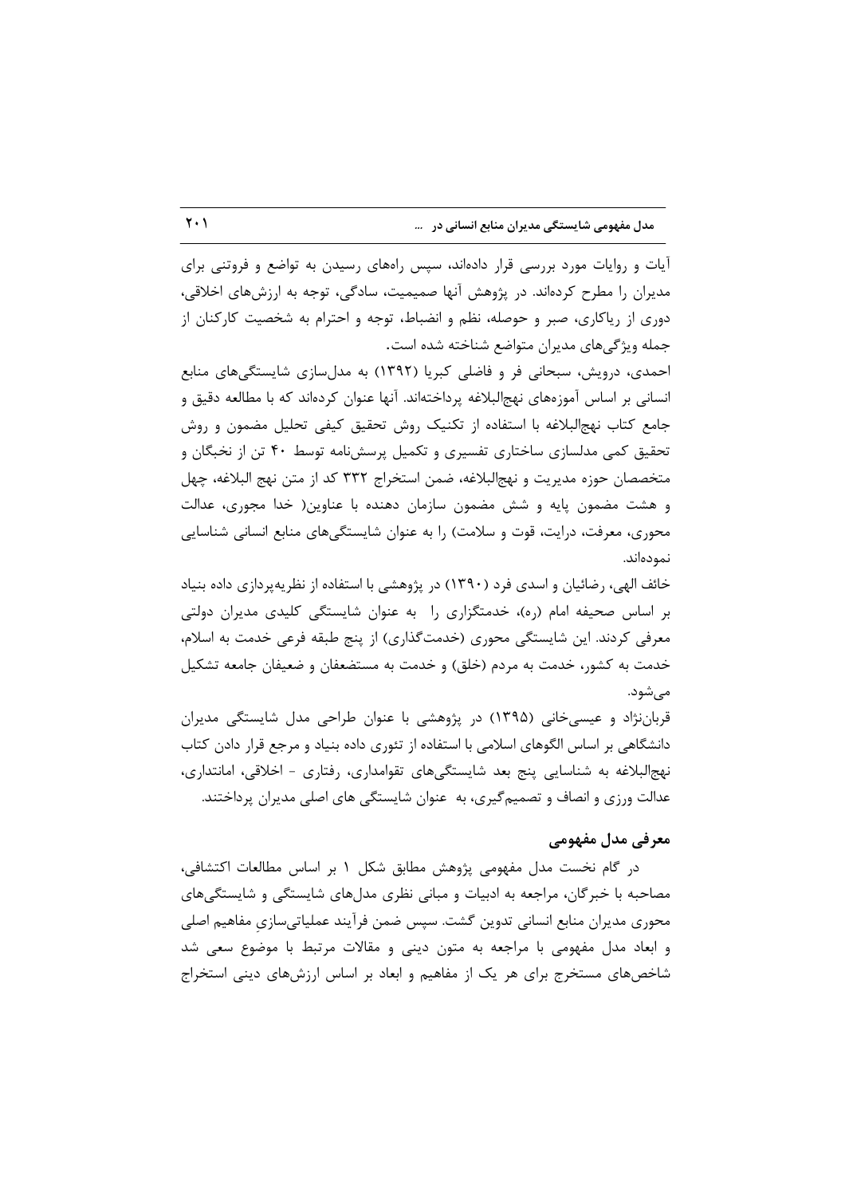آیات و روایات مورد بررسی قرار داده‌اند، سپس راه‌های رسیدن به تواضع و فروتنی برای مدیران را مطرح کرده‌اند. در پژوهش آنها صمیمیت، سادگی، توجه به ارزش‌های اخلاقی، دوری از ریاکاری، صبر و حوصله، نظم و انضباط، توجه و احترام به شخصیت کارکنان از جمله ویژگی‌های مدیران متواضع شناخته شده است.

احمدی، درویش، سبحانی فر و فاضلی کبریا (۱۳۹۲) به مدل‌سازی شایستگی‌های منابع انسانی بر اساس آموزه‌های نهج‌البلاغه پرداخته‌اند. آنها عنوان کرده‌اند که با مطالعه دقیق و جامع کتاب نهج‌البلاغه با استفاده از تکنیک روش تحقیق کیفی تحلیل مضمون و روش تحقیق کمی مدلسازی ساختاری تفسیری و تکمیل پرسش‌نامه توسط ۴۰ تن از نخبگان و متخصصان حوزه مدیریت و نهج‌البلاغه، ضمن استخراج ۳۳۲ کد از متن نهج البلاغه، چهل و هشت مضمون پایه و شش مضمون سازمان دهنده با عناوین( خدا مجوری، عدالت محوری، معرفت، درایت، قوت و سلامت) را به عنوان شایستگی‌های منابع انسانی شناسایی نموده‌اند.

خائف الهی، رضائیان و اسدی فرد (۱۳۹۰) در پژوهشی با استفاده از نظریه‌پردازی داده بنیاد بر اساس صحیفه امام (ره)، خدمتگزاری را به عنوان شایستگی کلیدی مدیران دولتی معرفی کردند. این شایستگی محوری (خدمت‌گذاری) از پنج طبقه فرعی خدمت به اسلام، خدمت به کشور، خدمت به مردم (خلق) و خدمت به مستضعفان و ضعیفان جامعه تشکیل می‌شود.

قربان‌نژاد و عیسی‌خانی (۱۳۹۵) در پژوهشی با عنوان طراحی مدل شایستگی مدیران دانشگاهی بر اساس الگوهای اسلامی با استفاده از تئوری داده بنیاد و مرجع قرار دادن کتاب نهج‌البلاغه به شناسایی پنج بعد شایستگی‌های تقوامداری، رفتاری - اخلاقی، امانتداری، عدالت ورزی و انصاف و تصمیم‌گیری، به عنوان شایستگی های اصلی مدیران پرداختند.

## معرفی مدل مفهومی

در گام نخست مدل مفهومی پژوهش مطابق شکل ۱ بر اساس مطالعات اکتشافی، مصاحبه با خبرگان، مراجعه به ادبیات و مبانی نظری مدل‌های شایستگی و شایستگی‌های محوری مدیران منابع انسانی تدوین گشت. سپس ضمن فرآیند عملیاتی‌سازیِ مفاهیم اصلی و ابعاد مدل مفهومی با مراجعه به متون دینی و مقالات مرتبط با موضوع سعی شد شاخص‌های مستخرج برای هر یک از مفاهیم و ابعاد بر اساس ارزش‌های دینی استخراج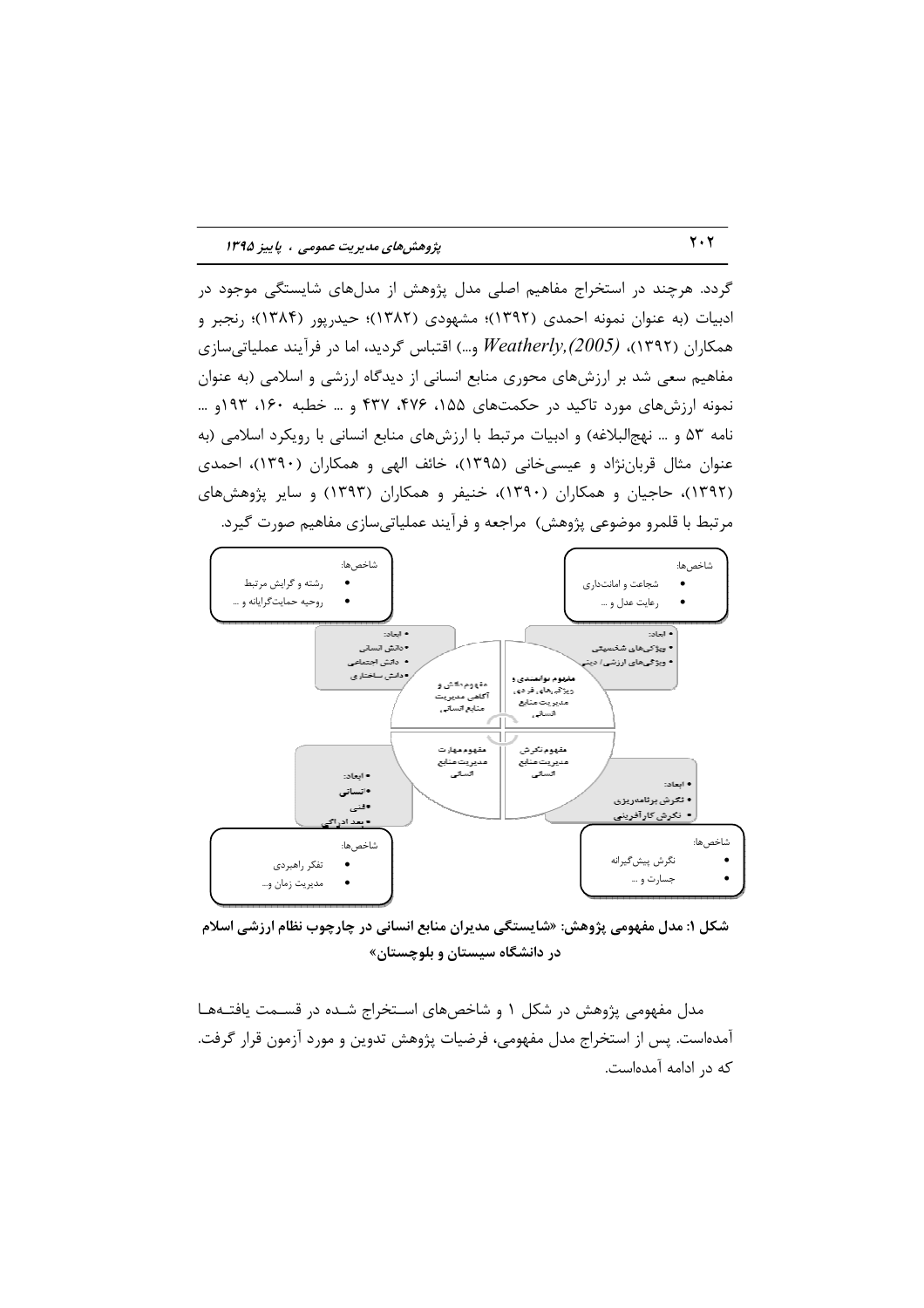گردد. هرچند در استخراج مفاهیم اصلی مدل پژوهش از مدل‌های شایستگی موجود در ادبیات (به عنوان نمونه احمدی (۱۳۹۲)؛ مشهودی (۱۳۸۲)؛ حیدرپور (۱۳۸۴)؛ رنجبر و همکاران (۱۳۹۲)، *(Weatherly,(2005)* و...) اقتباس گردید، اما در فرآیند عملیاتی‌سازی مفاهیم سعی شد بر ارزش‌های محوری منابع انسانی از دیدگاه ارزشی و اسلامی (به عنوان نمونه ارزش‌های مورد تاکید در حکمت‌های ۱۵۵، ۴۷۶، ۴۳۷ و ... خطبه ۱۶۰، ۱۹۳و ... نامه ۵۳ و ... نهج‌البلاغه) و ادبیات مرتبط با ارزش‌های منابع انسانی با رویکرد اسلامی (به عنوان مثال قربان‌نژاد و عیسی‌خانی (۱۳۹۵)، خائف الهی و همکاران (۱۳۹۰)، احمدی (۱۳۹۲)، حاجیان و همکاران (۱۳۹۰)، خنیفر و همکاران (۱۳۹۳) و سایر پژوهش‌های مرتبط با قلمرو موضوعی پژوهش) مراجعه و فرآیند عملیاتی‌سازی مفاهیم صورت گیرد.

**شکل ۱: مدل مفهومی پژوهش: «شایستگی مدیران منابع انسانی در چارچوب نظام ارزشی اسلام در دانشگاه سیستان و بلوچستان»**

مدل مفهومی پژوهش در شکل ۱ و شاخص‌های استخراج شده در قسمت یافته‌ها آمده‌است. پس از استخراج مدل مفهومی، فرضیات پژوهش تدوین و مورد آزمون قرار گرفت. که در ادامه آمده‌است.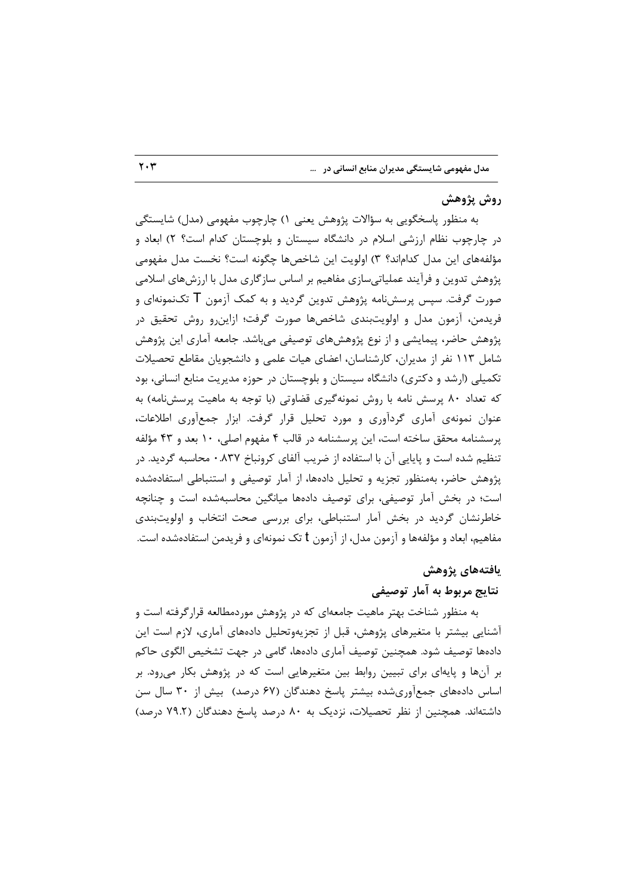## روش پژوهش

به منظور پاسخگویی به سؤالات پژوهش یعنی ۱) چارچوب مفهومی (مدل) شایستگی در چارچوب نظام ارزشی اسلام در دانشگاه سیستان و بلوچستان کدام است؟ ۲) ابعاد و مؤلفه‌های این مدل کدام‌اند؟ ۳) اولویت این شاخص‌ها چگونه است؟ نخست مدل مفهومی پژوهش تدوین و فرآیند عملیاتی‌سازی مفاهیم بر اساس سازگاری مدل با ارزش‌های اسلامی صورت گرفت. سپس پرسش‌نامه پژوهش تدوین گردید و به کمک آزمون T تک‌نمونه‌ای و فریدمن، آزمون مدل و اولویت‌بندی شاخص‌ها صورت گرفت؛ ازاین‌رو روش تحقیق در پژوهش حاضر، پیمایشی و از نوع پژوهش‌های توصیفی می‌باشد. جامعه آماری این پژوهش شامل ۱۱۳ نفر از مدیران، کارشناسان، اعضای هیات علمی و دانشجویان مقاطع تحصیلات تکمیلی (ارشد و دکتری) دانشگاه سیستان و بلوچستان در حوزه مدیریت منابع انسانی، بود که تعداد ۸۰ پرسش نامه با روش نمونه‌گیری قضاوتی (با توجه به ماهیت پرسش‌نامه) به عنوان نمونه‌ی آماری گردآوری و مورد تحلیل قرار گرفت. ابزار جمع‌آوری اطلاعات، پرسشنامه محقق ساخته است، این پرسشنامه در قالب ۴ مفهوم اصلی، ۱۰ بعد و ۴۳ مؤلفه تنظیم شده است و پایایی آن با استفاده از ضریب آلفای کرونباخ ۰.۸۳۷ محاسبه گردید. در پژوهش حاضر، به‌منظور تجزیه و تحلیل داده‌ها، از آمار توصیفی و استنباطی استفاده‌شده است؛ در بخش آمار توصیفی، برای توصیف داده‌ها میانگین محاسبه‌شده است و چنانچه خاطرنشان گردید در بخش آمار استنباطی، برای بررسی صحت انتخاب و اولویت‌بندی مفاهیم، ابعاد و مؤلفه‌ها و آزمون مدل، از آزمون t تک نمونه‌ای و فریدمن استفاده‌شده است.

## یافته‌های پژوهش

### نتایج مربوط به آمار توصیفی

به منظور شناخت بهتر ماهیت جامعه‌ای که در پژوهش موردمطالعه قرارگرفته است و آشنایی بیشتر با متغیرهای پژوهش، قبل از تجزیه‌وتحلیل داده‌های آماری، لازم است این داده‌ها توصیف شود. همچنین توصیف آماری داده‌ها، گامی در جهت تشخیص الگوی حاکم بر آن‌ها و پایه‌ای برای تبیین روابط بین متغیرهایی است که در پژوهش بکار می‌رود. بر اساس داده‌های جمع‌آوری‌شده بیشتر پاسخ دهندگان (۶۷ درصد) بیش از ۳۰ سال سن داشته‌اند. همچنین از نظر تحصیلات، نزدیک به ۸۰ درصد پاسخ دهندگان (۷۹.۲ درصد)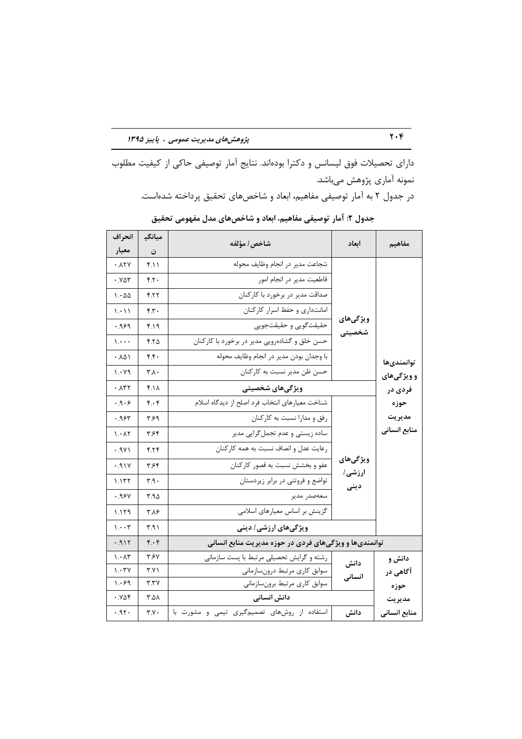دارای تحصیلات فوق لیسانس و دکترا بوده‌اند. نتایج آمار توصیفی حاکی از کیفیت مطلوب نمونه آماری پژوهش می‌باشد.

در جدول ۲ به آمار توصیفی مفاهیم، ابعاد و شاخص‌های تحقیق پرداخته شده‌است.

**جدول ۲: آمار توصیفی مفاهیم، ابعاد و شاخص‌های مدل مفهومی تحقیق**

| مفاهیم | ابعاد | شاخص/ مؤلفه | میانگین | انحراف معیار |
|---|---|---|---|---|
| توانمندی‌ها و ویژگی‌های فردی در حوزه مدیریت منابع انسانی | ویژگی‌های شخصیتی | شجاعت مدیر در انجام وظایف محوله | ۴.۱۱ | ۰.۸۲۷ |
| | | قاطعیت مدیر در انجام امور | ۴.۲۰ | ۰.۷۵۳ |
| | | صداقت مدیر در برخورد با کارکنان | ۴.۲۲ | ۱.۰۵۵ |
| | | امانت‌داری و حفظ اسرار کارکنان | ۴.۳۰ | ۱.۰۱۱ |
| | | حقیقت‌گویی و حقیقت‌جویی | ۴.۱۹ | ۰.۹۶۹ |
| | | حسن خلق و گشاده‌رویی مدیر در برخورد با کارکنان | ۴.۲۵ | ۱.۰۰۰ |
| | | با وجدان بودن مدیر در انجام وظایف محوله | ۴.۴۰ | ۰.۸۵۱ |
| | | حسن ظن مدیر نسبت به کارکنان | ۳.۸۰ | ۱.۰۷۹ |
| | **ویژگی‌های شخصیتی** | | ۴.۱۸ | ۰.۸۳۲ |
| | ویژگی‌های ارزشی/ دینی | شناخت معیارهای انتخاب فرد اصلح از دیدگاه اسلام | ۴.۰۴ | ۰.۹۰۶ |
| | | رفق و مدارا نسبت به کارکنان | ۳.۶۹ | ۰.۹۶۳ |
| | | ساده زیستی و عدم تجمل‌گرایی مدیر | ۳.۶۴ | ۱.۰۸۲ |
| | | رعایت عدل و انصاف نسبت به همه کارکنان | ۴.۲۴ | ۰.۹۷۱ |
| | | عفو و بخشش نسبت به قصور کارکنان | ۳.۶۴ | ۰.۹۱۷ |
| | | تواضع و فروتنی در برابر زیردستان | ۳.۹۰ | ۱.۱۳۲ |
| | | سعه‌صدر مدیر | ۳.۹۵ | ۰.۹۶۷ |
| | | گزینش بر اساس معیارهای اسلامی | ۳.۸۶ | ۱.۱۲۹ |
| | **ویژگی‌های ارزشی/ دینی** | | ۳.۹۱ | ۱.۰۰۳ |
| **توانمندی‌ها و ویژگی‌های فردی در حوزه مدیریت منابع انسانی** | | | ۴.۰۴ | ۰.۹۱۲ |
| دانش و آگاهی در حوزه مدیریت منابع انسانی | دانش انسانی | رشته و گرایش تحصیلی مرتبط با پست سازمانی | ۳.۶۷ | ۱.۰۸۳ |
| | | سوابق کاری مرتبط درون‌سازمانی | ۳.۷۱ | ۱.۰۳۷ |
| | | سوابق کاری مرتبط برون‌سازمانی | ۳.۳۷ | ۱.۰۶۹ |
| | **دانش انسانی** | | ۳.۵۸ | ۰.۷۵۴ |
| | دانش | استفاده از روش‌های تصمیم‌گیری تیمی و مشورت با | ۳.۷۰ | ۰.۹۲۰ |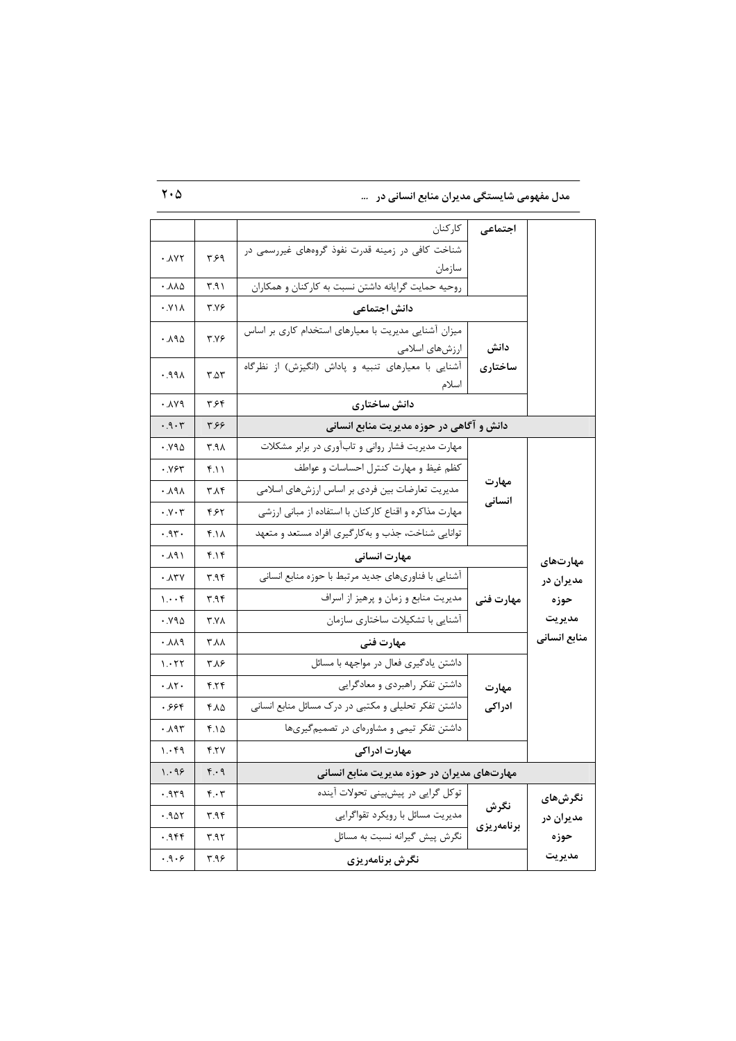| | | | | |
|---|---|---|---|---|
| | اجتماعی | کارکنان | | |
| | | شناخت کافی در زمینه قدرت نفوذ گروه‌های غیررسمی در سازمان | ۳.۶۹ | ۰.۸۷۲ |
| | | روحیه حمایت گرایانه داشتن نسبت به کارکنان و همکاران | ۳.۹۱ | ۰.۸۸۵ |
| | دانش اجتماعی | | ۳.۷۶ | ۰.۷۱۸ |
| | دانش ساختاری | میزان آشنایی مدیریت با معیارهای استخدام کاری بر اساس ارزش‌های اسلامی | ۳.۷۶ | ۰.۸۹۵ |
| | | آشنایی با معیارهای تنبیه و پاداش (انگیزش) از نظرگاه اسلام | ۳.۵۳ | ۰.۹۹۸ |
| | دانش ساختاری | | ۳.۶۴ | ۰.۸۷۹ |
| **دانش و آگاهی در حوزه مدیریت منابع انسانی** | | | ۳.۶۶ | ۰.۹۰۳ |
| مهارت‌های مدیران در حوزه مدیریت منابع انسانی | مهارت انسانی | مهارت مدیریت فشار روانی و تاب‌آوری در برابر مشکلات | ۳.۹۸ | ۰.۷۹۵ |
| | | کظم غیظ و مهارت کنترل احساسات و عواطف | ۴.۱۱ | ۰.۷۶۳ |
| | | مدیریت تعارضات بین فردی بر اساس ارزش‌های اسلامی | ۳.۸۴ | ۰.۸۹۸ |
| | | مهارت مذاکره و اقناع کارکنان با استفاده از مبانی ارزشی | ۴۶۲ | ۰.۷۰۳ |
| | | توانایی شناخت، جذب و به‌کارگیری افراد مستعد و متعهد | ۴.۱۸ | ۰.۹۳۰ |
| | مهارت انسانی | | ۴.۱۴ | ۰.۸۹۱ |
| | مهارت فنی | آشنایی با فناوری‌های جدید مرتبط با حوزه منابع انسانی | ۳.۹۴ | ۰.۸۳۷ |
| | | مدیریت منابع و زمان و پرهیز از اسراف | ۳.۹۴ | ۱.۰۰۴ |
| | | آشنایی با تشکیلات ساختاری سازمان | ۳.۷۸ | ۰.۷۹۵ |
| | مهارت فنی | | ۳.۸۸ | ۰.۸۸۹ |
| | مهارت ادراکی | داشتن یادگیری فعال در مواجهه با مسائل | ۳.۸۶ | ۱.۰۲۲ |
| | | داشتن تفکر راهبردی و معادگرایی | ۴.۲۴ | ۰.۸۲۰ |
| | | داشتن تفکر تحلیلی و مکتبی در درک مسائل منابع انسانی | ۴.۸۵ | ۰.۶۶۴ |
| | | داشتن تفکر تیمی و مشاوره‌ای در تصمیم‌گیری‌ها | ۴.۱۵ | ۰.۸۹۳ |
| | مهارت ادراکی | | ۴.۲۷ | ۱.۰۴۹ |
| **مهارت‌های مدیران در حوزه مدیریت منابع انسانی** | | | ۴.۰۹ | ۱.۰۹۶ |
| نگرش‌های مدیران در حوزه مدیریت | نگرش برنامه‌ریزی | توکل گرایی در پیش‌بینی تحولات آینده | ۴.۰۳ | ۰.۹۳۹ |
| | | مدیریت مسائل با رویکرد تقواگرایی | ۳.۹۴ | ۰.۹۵۲ |
| | | نگرش پیش گیرانه نسبت به مسائل | ۳.۹۲ | ۰.۹۴۴ |
| | نگرش برنامه‌ریزی | | ۳.۹۶ | ۰.۹۰۶ |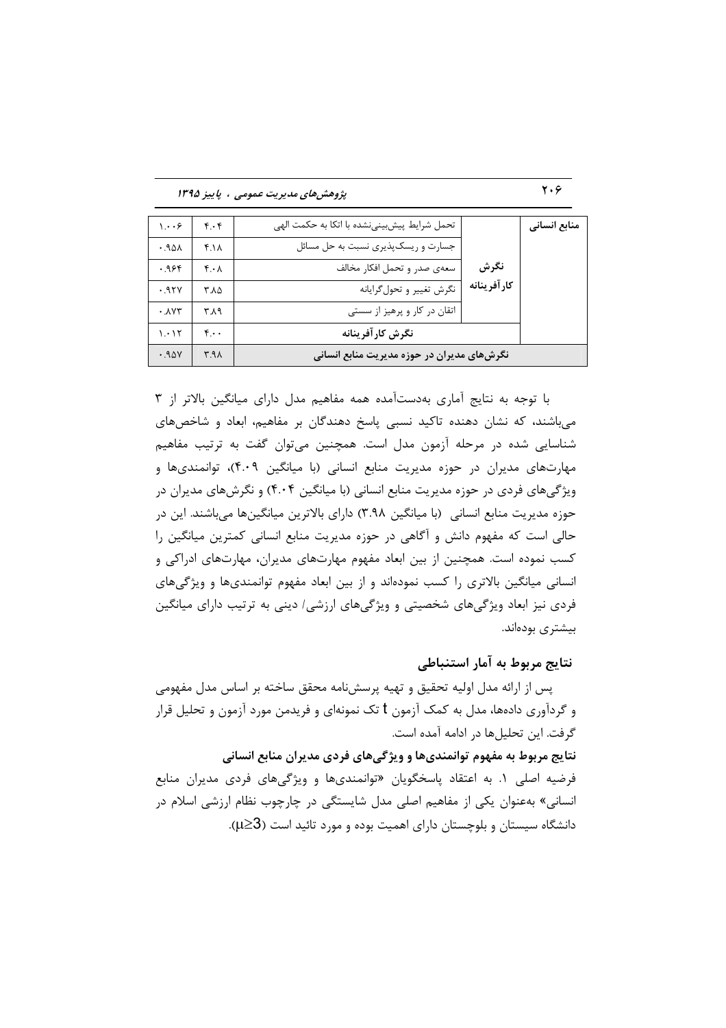| منابع انسانی | نگرش کارآفرینانه | تحمل شرایط پیش‌بینی‌نشده با اتکا به حکمت الهی | ۴.۰۴ | ۱.۰۰۶ |
|---|---|---|---|---|
| | | جسارت و ریسک‌پذیری نسبت به حل مسائل | ۴.۱۸ | ۰.۹۵۸ |
| | | سعه‌ی صدر و تحمل افکار مخالف | ۴.۰۸ | ۰.۹۶۴ |
| | | نگرش تغییر و تحول‌گرایانه | ۳.۸۵ | ۰.۹۲۷ |
| | | اتقان در کار و پرهیز از سستی | ۳.۸۹ | ۰.۸۷۳ |
| | **نگرش کارآفرینانه** | | ۴.۰۰ | ۱.۰۱۲ |
| **نگرش‌های مدیران در حوزه مدیریت منابع انسانی** | | | ۳.۹۸ | ۰.۹۵۷ |

با توجه به نتایج آماری به‌دست‌آمده همه مفاهیم مدل دارای میانگین بالاتر از ۳ می‌باشند، که نشان دهنده تاکید نسبی پاسخ دهندگان بر مفاهیم، ابعاد و شاخص‌های شناسایی شده در مرحله آزمون مدل است. همچنین می‌توان گفت به ترتیب مفاهیم مهارت‌های مدیران در حوزه مدیریت منابع انسانی (با میانگین ۴.۰۹)، توانمندی‌ها و ویژگی‌های فردی در حوزه مدیریت منابع انسانی (با میانگین ۴.۰۴) و نگرش‌های مدیران در حوزه مدیریت منابع انسانی (با میانگین ۳.۹۸) دارای بالاترین میانگین‌ها می‌باشند. این در حالی است که مفهوم دانش و آگاهی در حوزه مدیریت منابع انسانی کمترین میانگین را کسب نموده است. همچنین از بین ابعاد مفهوم مهارت‌های مدیران، مهارت‌های ادراکی و انسانی میانگین بالاتری را کسب نموده‌اند و از بین ابعاد مفهوم توانمندی‌ها و ویژگی‌های فردی نیز ابعاد ویژگی‌های شخصیتی و ویژگی‌های ارزشی/ دینی به ترتیب دارای میانگین بیشتری بوده‌اند.

## نتایج مربوط به آمار استنباطی

پس از ارائه مدل اولیه تحقیق و تهیه پرسش‌نامه محقق ساخته بر اساس مدل مفهومی و گردآوری داده‌ها، مدل به کمک آزمون t تک نمونه‌ای و فریدمن مورد آزمون و تحلیل قرار گرفت. این تحلیل‌ها در ادامه آمده است.

### نتایج مربوط به مفهوم توانمندی‌ها و ویژگی‌های فردی مدیران منابع انسانی

فرضیه اصلی ۱. به اعتقاد پاسخگویان «توانمندی‌ها و ویژگی‌های فردی مدیران منابع انسانی» به‌عنوان یکی از مفاهیم اصلی مدل شایستگی در چارچوب نظام ارزشی اسلام در دانشگاه سیستان و بلوچستان دارای اهمیت بوده و مورد تائید است ($\mu \geq 3$).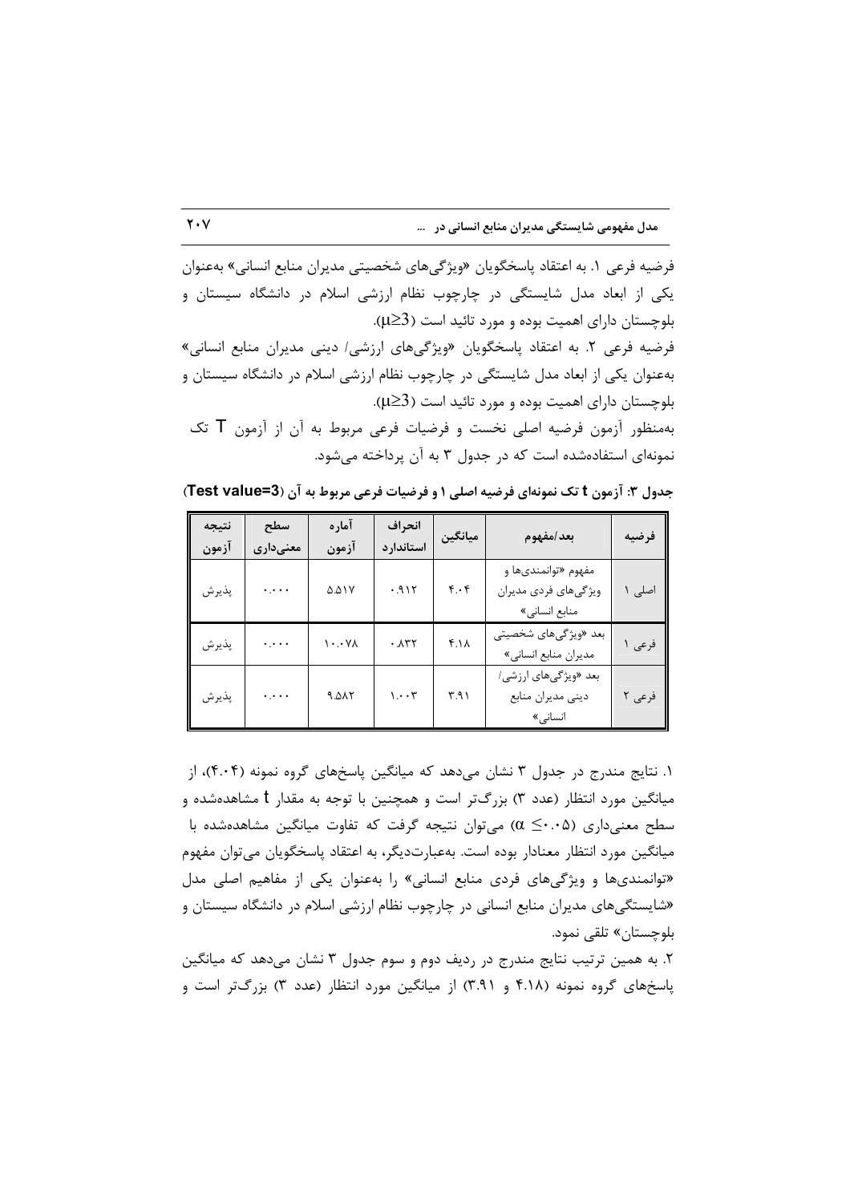فرضیه فرعی ۱. به اعتقاد پاسخگویان «ویژگی‌های شخصیتی مدیران منابع انسانی» به‌عنوان یکی از ابعاد مدل شایستگی در چارچوب نظام ارزشی اسلام در دانشگاه سیستان و بلوچستان دارای اهمیت بوده و مورد تائید است ($\mu \geq 3$).

فرضیه فرعی ۲. به اعتقاد پاسخگویان «ویژگی‌های ارزشی/ دینی مدیران منابع انسانی» به‌عنوان یکی از ابعاد مدل شایستگی در چارچوب نظام ارزشی اسلام در دانشگاه سیستان و بلوچستان دارای اهمیت بوده و مورد تائید است ($\mu \geq 3$).

به‌منظور آزمون فرضیه اصلی نخست و فرضیات فرعی مربوط به آن از آزمون T تک نمونه‌ای استفاده‌شده است که در جدول ۳ به آن پرداخته می‌شود.

**جدول ۳: آزمون t تک نمونه‌ای فرضیه اصلی ۱ و فرضیات فرعی مربوط به آن (Test value=3)**

| فرضیه | بعد/مفهوم | میانگین | انحراف استاندارد | آماره آزمون | سطح معنی‌داری | نتیجه آزمون |
|---|---|---|---|---|---|---|
| اصلی ۱ | مفهوم «توانمندی‌ها و ویژگی‌های فردی مدیران منابع انسانی» | ۴.۰۴ | ۰.۹۱۲ | ۵.۵۱۷ | ۰.۰۰۰ | پذیرش |
| فرعی ۱ | بعد «ویژگی‌های شخصیتی مدیران منابع انسانی» | ۴.۱۸ | ۰.۸۳۲ | ۱۰.۰۷۸ | ۰.۰۰۰ | پذیرش |
| فرعی ۲ | بعد «ویژگی‌های ارزشی/ دینی مدیران منابع انسانی» | ۳.۹۱ | ۱.۰۰۳ | ۹.۵۸۲ | ۰.۰۰۰ | پذیرش |

۱. نتایج مندرج در جدول ۳ نشان می‌دهد که میانگین پاسخ‌های گروه نمونه (۴.۰۴)، از میانگین مورد انتظار (عدد ۳) بزرگ‌تر است و همچنین با توجه به مقدار t مشاهده‌شده و سطح معنی‌داری ($\alpha \leq 0.05$) می‌توان نتیجه گرفت که تفاوت میانگین مشاهده‌شده با میانگین مورد انتظار معنادار بوده است. به‌عبارت‌دیگر، به اعتقاد پاسخگویان می‌توان مفهوم «توانمندی‌ها و ویژگی‌های فردی منابع انسانی» را به‌عنوان یکی از مفاهیم اصلی مدل «شایستگی‌های مدیران منابع انسانی در چارچوب نظام ارزشی اسلام در دانشگاه سیستان و بلوچستان» تلقی نمود.

۲. به همین ترتیب نتایج مندرج در ردیف دوم و سوم جدول ۳ نشان می‌دهد که میانگین پاسخ‌های گروه نمونه (۴.۱۸ و ۳.۹۱) از میانگین مورد انتظار (عدد ۳) بزرگ‌تر است و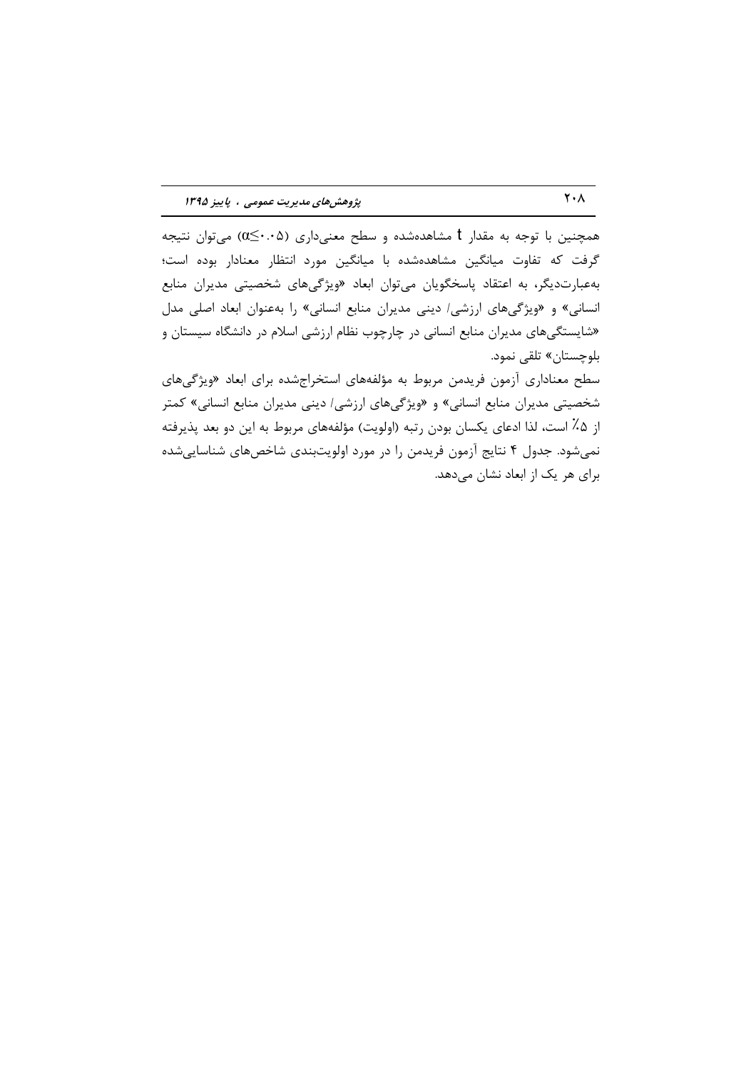همچنین با توجه به مقدار t مشاهده‌شده و سطح معنی‌داری ($\alpha \leq ۰.۰۵$) می‌توان نتیجه گرفت که تفاوت میانگین مشاهده‌شده با میانگین مورد انتظار معنادار بوده است؛ به‌عبارت‌دیگر، به اعتقاد پاسخگویان می‌توان ابعاد «ویژگی‌های شخصیتی مدیران منابع انسانی» و «ویژگی‌های ارزشی/ دینی مدیران منابع انسانی» را به‌عنوان ابعاد اصلی مدل «شایستگی‌های مدیران منابع انسانی در چارچوب نظام ارزشی اسلام در دانشگاه سیستان و بلوچستان» تلقی نمود.

سطح معناداری آزمون فریدمن مربوط به مؤلفه‌های استخراج‌شده برای ابعاد «ویژگی‌های شخصیتی مدیران منابع انسانی» و «ویژگی‌های ارزشی/ دینی مدیران منابع انسانی» کمتر از ۵٪ است، لذا ادعای یکسان بودن رتبه (اولویت) مؤلفه‌های مربوط به این دو بعد پذیرفته نمی‌شود. جدول ۴ نتایج آزمون فریدمن را در مورد اولویت‌بندی شاخص‌های شناسایی‌شده برای هر یک از ابعاد نشان می‌دهد.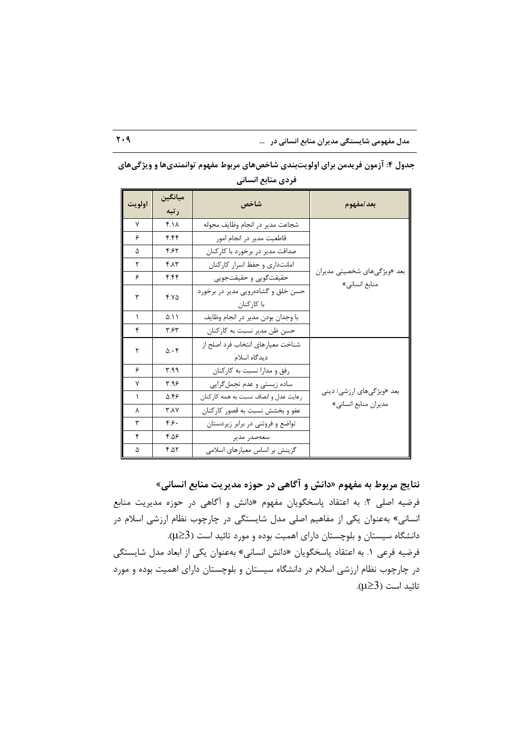**جدول ۴: آزمون فریدمن برای اولویت‌بندی شاخص‌های مربوط مفهوم توانمندی‌ها و ویژگی‌های فردی منابع انسانی**

| بعد/مفهوم | شاخص | میانگین رتبه | اولویت |
|---|---|---|---|
| بعد «ویژگی‌های شخصیتی مدیران منابع انسانی» | شجاعت مدیر در انجام وظایف محوله | ۴.۱۸ | ۷ |
| | قاطعیت مدیر در انجام امور | ۴.۴۴ | ۶ |
| | صداقت مدیر در برخورد با کارکنان | ۴.۶۲ | ۵ |
| | امانت‌داری و حفظ اسرار کارکنان | ۴.۸۳ | ۲ |
| | حقیقت‌گویی و حقیقت‌جویی | ۴.۴۴ | ۶ |
| | حسن خلق و گشاده‌رویی مدیر در برخورد با کارکنان | ۴.۷۵ | ۳ |
| | با وجدان بودن مدیر در انجام وظایف | ۵.۱۱ | ۱ |
| | حسن ظن مدیر نسبت به کارکنان | ۳.۶۳ | ۴ |
| بعد «ویژگی‌های ارزشی/ دینی مدیران منابع انسانی» | شناخت معیارهای انتخاب فرد اصلح از دیدگاه اسلام | ۵.۰۴ | ۲ |
| | رفق و مدارا نسبت به کارکنان | ۳.۹۹ | ۶ |
| | ساده زیستی و عدم تجمل‌گرایی | ۳.۹۶ | ۷ |
| | رعایت عدل و انصاف نسبت به همه کارکنان | ۵.۴۶ | ۱ |
| | عفو و بخشش نسبت به قصور کارکنان | ۳.۸۷ | ۸ |
| | تواضع و فروتنی در برابر زیردستان | ۴.۶۰ | ۳ |
| | سعه‌صدر مدیر | ۴.۵۶ | ۴ |
| | گزینش بر اساس معیارهای اسلامی | ۴.۵۲ | ۵ |

## نتایج مربوط به مفهوم «دانش و آگاهی در حوزه مدیریت منابع انسانی»

فرضیه اصلی ۲: به اعتقاد پاسخگویان مفهوم «دانش و آگاهی در حوزه مدیریت منابع انسانی» به‌عنوان یکی از مفاهیم اصلی مدل شایستگی در چارچوب نظام ارزشی اسلام در دانشگاه سیستان و بلوچستان دارای اهمیت بوده و مورد تائید است ($\mu \geq 3$).

فرضیه فرعی ۱. به اعتقاد پاسخگویان «دانش انسانی» به‌عنوان یکی از ابعاد مدل شایستگی در چارچوب نظام ارزشی اسلام در دانشگاه سیستان و بلوچستان دارای اهمیت بوده و مورد تائید است ($\mu \geq 3$).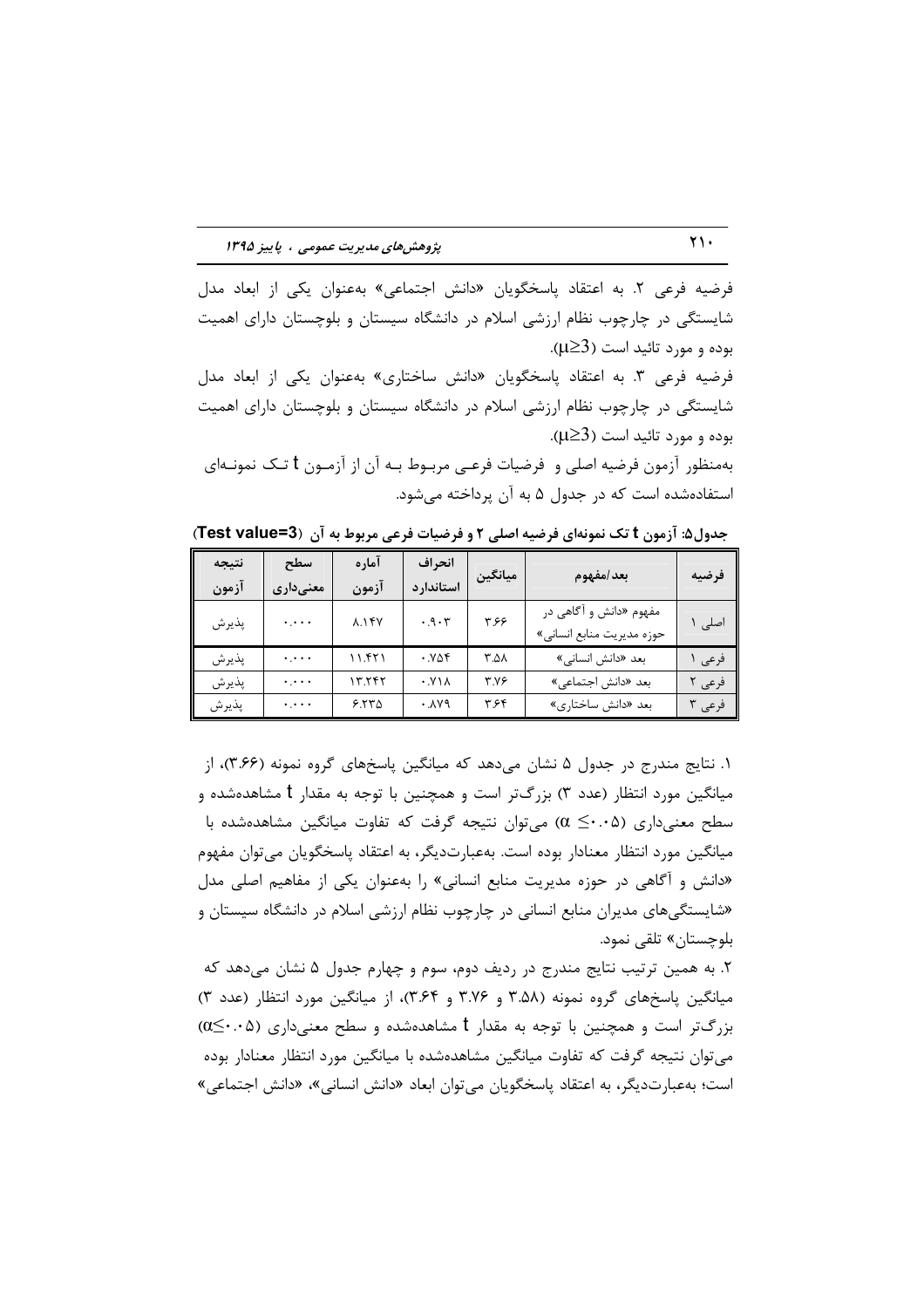فرضیه فرعی ۲. به اعتقاد پاسخگویان «دانش اجتماعی» به‌عنوان یکی از ابعاد مدل شایستگی در چارچوب نظام ارزشی اسلام در دانشگاه سیستان و بلوچستان دارای اهمیت بوده و مورد تائید است ($\mu \geq 3$).

فرضیه فرعی ۳. به اعتقاد پاسخگویان «دانش ساختاری» به‌عنوان یکی از ابعاد مدل شایستگی در چارچوب نظام ارزشی اسلام در دانشگاه سیستان و بلوچستان دارای اهمیت بوده و مورد تائید است ($\mu \geq 3$).

به‌منظور آزمون فرضیه اصلی و فرضیات فرعی مربوط به آن از آزمون t تک نمونه‌ای استفاده‌شده است که در جدول ۵ به آن پرداخته می‌شود.

**جدول۵: آزمون t تک نمونه‌ای فرضیه اصلی ۲ و فرضیات فرعی مربوط به آن (Test value=3)**

| فرضیه | بعد/مفهوم | میانگین | انحراف استاندارد | آماره آزمون | سطح معنی‌داری | نتیجه آزمون |
|---|---|---|---|---|---|---|
| اصلی ۱ | مفهوم «دانش و آگاهی در حوزه مدیریت منابع انسانی» | ۳.۶۶ | ۰.۹۰۳ | ۸.۱۴۷ | ۰.۰۰۰ | پذیرش |
| فرعی ۱ | بعد «دانش انسانی» | ۳.۵۸ | ۰.۷۵۴ | ۱۱.۴۲۱ | ۰.۰۰۰ | پذیرش |
| فرعی ۲ | بعد «دانش اجتماعی» | ۳.۷۶ | ۰.۷۱۸ | ۱۳.۲۴۲ | ۰.۰۰۰ | پذیرش |
| فرعی ۳ | بعد «دانش ساختاری» | ۳.۶۴ | ۰.۸۷۹ | ۶.۲۳۵ | ۰.۰۰۰ | پذیرش |

۱. نتایج مندرج در جدول ۵ نشان می‌دهد که میانگین پاسخ‌های گروه نمونه (۳.۶۶)، از میانگین مورد انتظار (عدد ۳) بزرگ‌تر است و همچنین با توجه به مقدار t مشاهده‌شده و سطح معنی‌داری ($\alpha \leq 0.05$) می‌توان نتیجه گرفت که تفاوت میانگین مشاهده‌شده با میانگین مورد انتظار معنادار بوده است. به‌عبارت‌دیگر، به اعتقاد پاسخگویان می‌توان مفهوم «دانش و آگاهی در حوزه مدیریت منابع انسانی» را به‌عنوان یکی از مفاهیم اصلی مدل «شایستگی‌های مدیران منابع انسانی در چارچوب نظام ارزشی اسلام در دانشگاه سیستان و بلوچستان» تلقی نمود.

۲. به همین ترتیب نتایج مندرج در ردیف دوم، سوم و چهارم جدول ۵ نشان می‌دهد که میانگین پاسخ‌های گروه نمونه (۳.۵۸ و ۳.۷۶ و ۳.۶۴)، از میانگین مورد انتظار (عدد ۳) بزرگ‌تر است و همچنین با توجه به مقدار t مشاهده‌شده و سطح معنی‌داری ($\alpha \leq 0.05$) می‌توان نتیجه گرفت که تفاوت میانگین مشاهده‌شده با میانگین مورد انتظار معنادار بوده است؛ به‌عبارت‌دیگر، به اعتقاد پاسخگویان می‌توان ابعاد «دانش انسانی»، «دانش اجتماعی»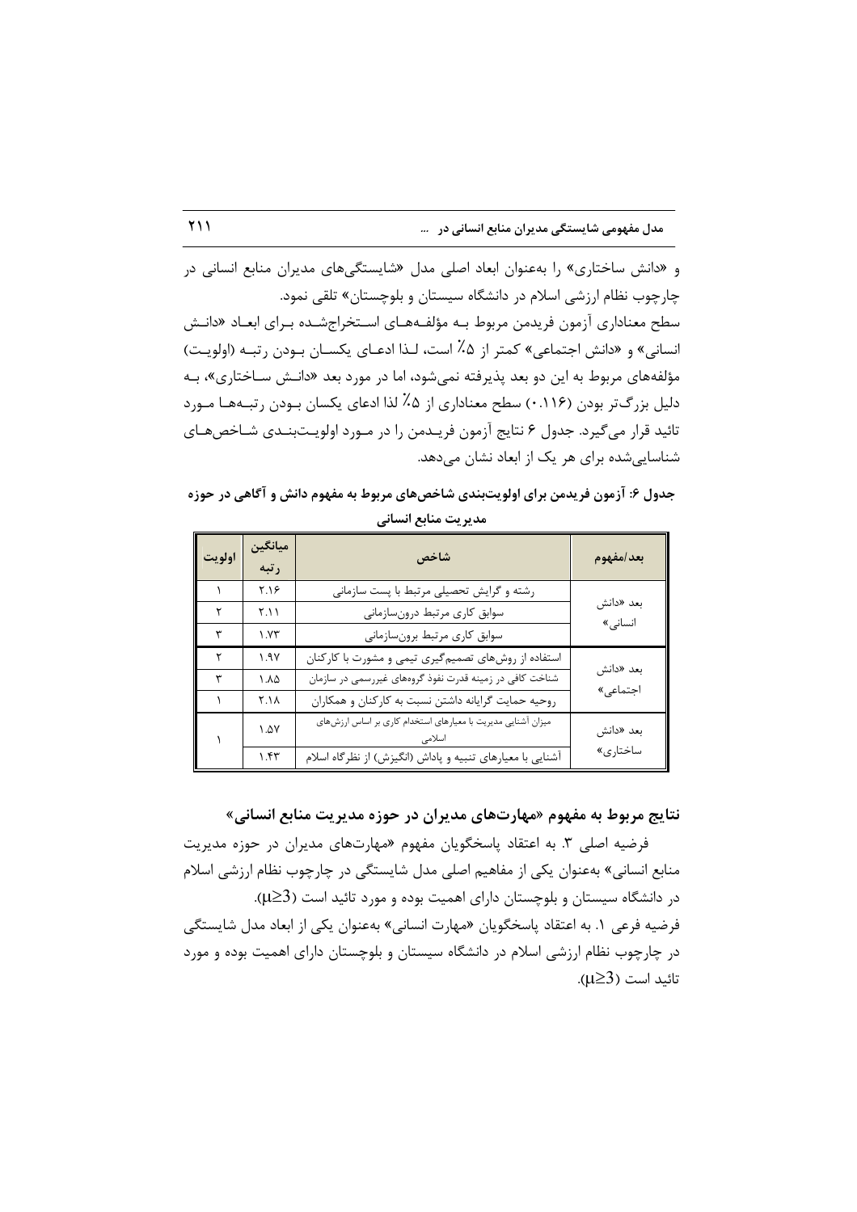و «دانش ساختاری» را به‌عنوان ابعاد اصلی مدل «شایستگی‌های مدیران منابع انسانی در چارچوب نظام ارزشی اسلام در دانشگاه سیستان و بلوچستان» تلقی نمود.

سطح معناداری آزمون فریدمن مربوط به مؤلفه‌های استخراج‌شده برای ابعاد «دانش انسانی» و «دانش اجتماعی» کمتر از ۵٪ است، لذا ادعای یکسان بودن رتبه (اولویت) مؤلفه‌های مربوط به این دو بعد پذیرفته نمی‌شود، اما در مورد بعد «دانش ساختاری»، به دلیل بزرگ‌تر بودن (۰.۱۱۶) سطح معناداری از ۵٪ لذا ادعای یکسان بودن رتبه‌ها مورد تائید قرار می‌گیرد. جدول ۶ نتایج آزمون فریدمن را در مورد اولویت‌بندی شاخص‌های شناسایی‌شده برای هر یک از ابعاد نشان می‌دهد.

**جدول ۶: آزمون فریدمن برای اولویت‌بندی شاخص‌های مربوط به مفهوم دانش و آگاهی در حوزه مدیریت منابع انسانی**

| بعد/مفهوم | شاخص | میانگین رتبه | اولویت |
|---|---|---|---|
| بعد «دانش انسانی» | رشته و گرایش تحصیلی مرتبط با پست سازمانی | ۲.۱۶ | ۱ |
| | سوابق کاری مرتبط درون‌سازمانی | ۲.۱۱ | ۲ |
| | سوابق کاری مرتبط برون‌سازمانی | ۱.۷۳ | ۳ |
| بعد «دانش اجتماعی» | استفاده از روش‌های تصمیم‌گیری تیمی و مشورت با کارکنان | ۱.۹۷ | ۲ |
| | شناخت کافی در زمینه قدرت نفوذ گروه‌های غیررسمی در سازمان | ۱.۸۵ | ۳ |
| | روحیه حمایت گرایانه داشتن نسبت به کارکنان و همکاران | ۲.۱۸ | ۱ |
| بعد «دانش ساختاری» | میزان آشنایی مدیریت با معیارهای استخدام کاری بر اساس ارزش‌های اسلامی | ۱.۵۷ | ۱ |
| | آشنایی با معیارهای تنبیه و پاداش (انگیزش) از نظرگاه اسلام | ۱.۴۳ | |

## نتایج مربوط به مفهوم «مهارت‌های مدیران در حوزه مدیریت منابع انسانی»

فرضیه اصلی ۳. به اعتقاد پاسخگویان مفهوم «مهارت‌های مدیران در حوزه مدیریت منابع انسانی» به‌عنوان یکی از مفاهیم اصلی مدل شایستگی در چارچوب نظام ارزشی اسلام در دانشگاه سیستان و بلوچستان دارای اهمیت بوده و مورد تائید است ($\mu \geq 3$).

فرضیه فرعی ۱. به اعتقاد پاسخگویان «مهارت انسانی» به‌عنوان یکی از ابعاد مدل شایستگی در چارچوب نظام ارزشی اسلام در دانشگاه سیستان و بلوچستان دارای اهمیت بوده و مورد تائید است ($\mu \geq 3$).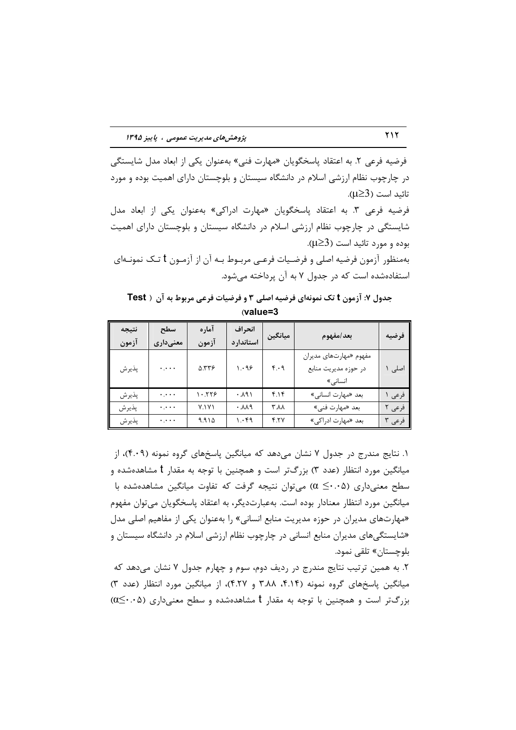فرضیه فرعی ۲. به اعتقاد پاسخگویان «مهارت فنی» به‌عنوان یکی از ابعاد مدل شایستگی در چارچوب نظام ارزشی اسلام در دانشگاه سیستان و بلوچستان دارای اهمیت بوده و مورد تائید است ($\mu \geq 3$).

فرضیه فرعی ۳. به اعتقاد پاسخگویان «مهارت ادراکی» به‌عنوان یکی از ابعاد مدل شایستگی در چارچوب نظام ارزشی اسلام در دانشگاه سیستان و بلوچستان دارای اهمیت بوده و مورد تائید است ($\mu \geq 3$).

به‌منظور آزمون فرضیه اصلی و فرضیات فرعی مربوط به آن از آزمون t تک نمونه‌ای استفاده‌شده است که در جدول ۷ به آن پرداخته می‌شود.

**جدول ۷: آزمون t تک نمونه‌ای فرضیه اصلی ۳ و فرضیات فرعی مربوط به آن (Test value=3)**

| فرضیه | بعد/مفهوم | میانگین | انحراف استاندارد | آماره آزمون | سطح معنی‌داری | نتیجه آزمون |
|---|---|---|---|---|---|---|
| اصلی ۱ | مفهوم «مهارت‌های مدیران در حوزه مدیریت منابع انسانی» | ۴.۰۹ | ۱.۰۹۶ | ۵.۳۳۶ | ۰.۰۰۰ | پذیرش |
| فرعی ۱ | بعد «مهارت انسانی» | ۴.۱۴ | ۰.۸۹۱ | ۱۰.۲۲۶ | ۰.۰۰۰ | پذیرش |
| فرعی ۲ | بعد «مهارت فنی» | ۳.۸۸ | ۰.۸۸۹ | ۷.۱۷۱ | ۰.۰۰۰ | پذیرش |
| فرعی ۳ | بعد «مهارت ادراکی» | ۴.۲۷ | ۱.۰۴۹ | ۹.۹۱۵ | ۰.۰۰۰ | پذیرش |

۱. نتایج مندرج در جدول ۷ نشان می‌دهد که میانگین پاسخ‌های گروه نمونه (۴.۰۹)، از میانگین مورد انتظار (عدد ۳) بزرگ‌تر است و همچنین با توجه به مقدار t مشاهده‌شده و سطح معنی‌داری ($\alpha \leq 0.05$) می‌توان نتیجه گرفت که تفاوت میانگین مشاهده‌شده با میانگین مورد انتظار معنادار بوده است. به‌عبارت‌دیگر، به اعتقاد پاسخگویان می‌توان مفهوم «مهارت‌های مدیران در حوزه مدیریت منابع انسانی» را به‌عنوان یکی از مفاهیم اصلی مدل «شایستگی‌های مدیران منابع انسانی در چارچوب نظام ارزشی اسلام در دانشگاه سیستان و بلوچستان» تلقی نمود.

۲. به همین ترتیب نتایج مندرج در ردیف دوم، سوم و چهارم جدول ۷ نشان می‌دهد که میانگین پاسخ‌های گروه نمونه (۴.۱۴، ۳.۸۸ و ۴.۲۷)، از میانگین مورد انتظار (عدد ۳) بزرگ‌تر است و همچنین با توجه به مقدار t مشاهده‌شده و سطح معنی‌داری ($\alpha \leq 0.05$)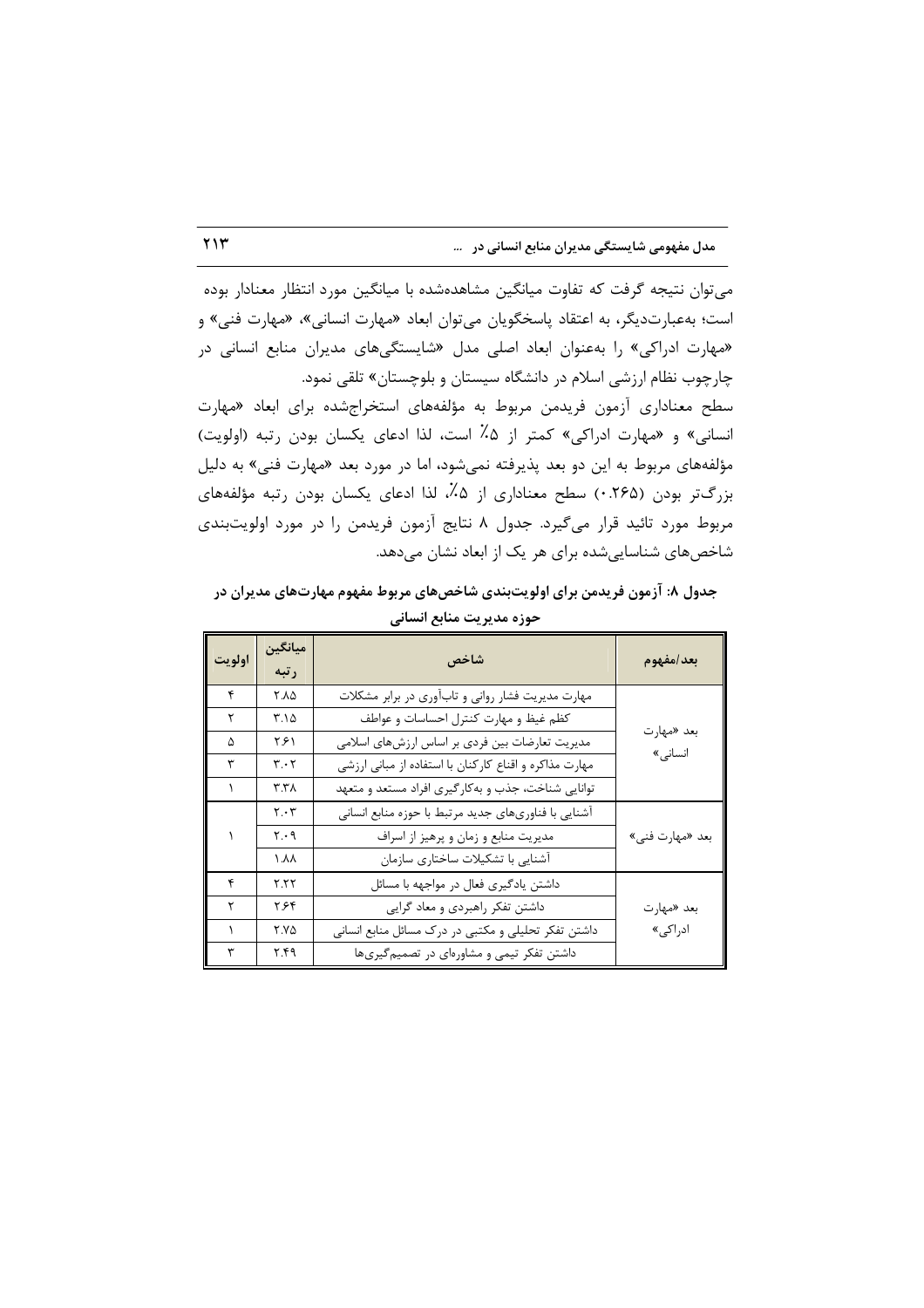می‌توان نتیجه گرفت که تفاوت میانگین مشاهده‌شده با میانگین مورد انتظار معنادار بوده است؛ به‌عبارت‌دیگر، به اعتقاد پاسخگویان می‌توان ابعاد «مهارت انسانی»، «مهارت فنی» و «مهارت ادراکی» را به‌عنوان ابعاد اصلی مدل «شایستگی‌های مدیران منابع انسانی در چارچوب نظام ارزشی اسلام در دانشگاه سیستان و بلوچستان» تلقی نمود.

سطح معناداری آزمون فریدمن مربوط به مؤلفه‌های استخراج‌شده برای ابعاد «مهارت انسانی» و «مهارت ادراکی» کمتر از ۵٪ است، لذا ادعای یکسان بودن رتبه (اولویت) مؤلفه‌های مربوط به این دو بعد پذیرفته نمی‌شود، اما در مورد بعد «مهارت فنی» به دلیل بزرگ‌تر بودن (۰.۲۶۵) سطح معناداری از ۵٪، لذا ادعای یکسان بودن رتبه مؤلفه‌های مربوط مورد تائید قرار می‌گیرد. جدول ۸ نتایج آزمون فریدمن را در مورد اولویت‌بندی شاخص‌های شناسایی‌شده برای هر یک از ابعاد نشان می‌دهد.

**جدول ۸: آزمون فریدمن برای اولویت‌بندی شاخص‌های مربوط مفهوم مهارت‌های مدیران در حوزه مدیریت منابع انسانی**

| بعد/مفهوم | شاخص | میانگین رتبه | اولویت |
|---|---|---|---|
| بعد «مهارت انسانی» | مهارت مدیریت فشار روانی و تاب‌آوری در برابر مشکلات | ۲.۸۵ | ۴ |
| | کظم غیظ و مهارت کنترل احساسات و عواطف | ۳.۱۵ | ۲ |
| | مدیریت تعارضات بین فردی بر اساس ارزش‌های اسلامی | ۲.۶۱ | ۵ |
| | مهارت مذاکره و اقناع کارکنان با استفاده از مبانی ارزشی | ۳.۰۲ | ۳ |
| | توانایی شناخت، جذب و به‌کارگیری افراد مستعد و متعهد | ۳.۳۸ | ۱ |
| بعد «مهارت فنی» | آشنایی با فناوری‌های جدید مرتبط با حوزه منابع انسانی | ۲.۰۳ | ۱ |
| | مدیریت منابع و زمان و پرهیز از اسراف | ۲.۰۹ | |
| | آشنایی با تشکیلات ساختاری سازمان | ۱.۸۸ | |
| بعد «مهارت ادراکی» | داشتن یادگیری فعال در مواجهه با مسائل | ۲.۲۲ | ۴ |
| | داشتن تفکر راهبردی و معاد گرایی | ۲.۶۴ | ۲ |
| | داشتن تفکر تحلیلی و مکتبی در درک مسائل منابع انسانی | ۲.۷۵ | ۱ |
| | داشتن تفکر تیمی و مشاوره‌ای در تصمیم‌گیری‌ها | ۲.۴۹ | ۳ |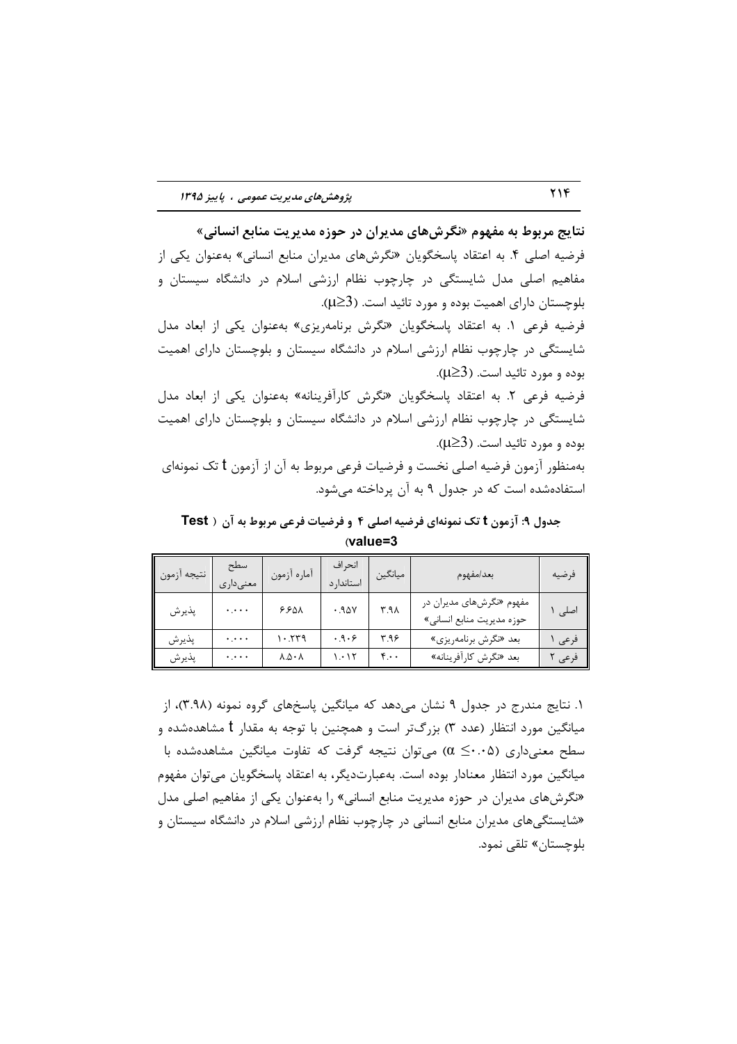**نتایج مربوط به مفهوم «نگرش‌های مدیران در حوزه مدیریت منابع انسانی»**

فرضیه اصلی ۴. به اعتقاد پاسخگویان «نگرش‌های مدیران منابع انسانی» به‌عنوان یکی از مفاهیم اصلی مدل شایستگی در چارچوب نظام ارزشی اسلام در دانشگاه سیستان و بلوچستان دارای اهمیت بوده و مورد تائید است. ($\mu \geq 3$).

فرضیه فرعی ۱. به اعتقاد پاسخگویان «نگرش برنامه‌ریزی» به‌عنوان یکی از ابعاد مدل شایستگی در چارچوب نظام ارزشی اسلام در دانشگاه سیستان و بلوچستان دارای اهمیت بوده و مورد تائید است. ($\mu \geq 3$).

فرضیه فرعی ۲. به اعتقاد پاسخگویان «نگرش کارآفرینانه» به‌عنوان یکی از ابعاد مدل شایستگی در چارچوب نظام ارزشی اسلام در دانشگاه سیستان و بلوچستان دارای اهمیت بوده و مورد تائید است. ($\mu \geq 3$).

به‌منظور آزمون فرضیه اصلی نخست و فرضیات فرعی مربوط به آن از آزمون t تک نمونه‌ای استفاده‌شده است که در جدول ۹ به آن پرداخته می‌شود.

**جدول ۹: آزمون t تک نمونه‌ای فرضیه اصلی ۴ و فرضیات فرعی مربوط به آن (Test value=3)**

| فرضیه | بعد/مفهوم | میانگین | انحراف استاندارد | آماره آزمون | سطح معنی‌داری | نتیجه آزمون |
|---|---|---|---|---|---|---|
| اصلی ۱ | مفهوم «نگرش‌های مدیران در حوزه مدیریت منابع انسانی» | ۳.۹۸ | ۰.۹۵۷ | ۶۶۵۸ | ۰.۰۰۰ | پذیرش |
| فرعی ۱ | بعد «نگرش برنامه‌ریزی» | ۳.۹۶ | ۰.۹۰۶ | ۱۰.۲۳۹ | ۰.۰۰۰ | پذیرش |
| فرعی ۲ | بعد «نگرش کارآفرینانه» | ۴.۰۰ | ۱.۰۱۲ | ۸.۵۰۸ | ۰.۰۰۰ | پذیرش |

۱. نتایج مندرج در جدول ۹ نشان می‌دهد که میانگین پاسخ‌های گروه نمونه (۳.۹۸)، از میانگین مورد انتظار (عدد ۳) بزرگ‌تر است و همچنین با توجه به مقدار t مشاهده‌شده و سطح معنی‌داری ($\alpha \leq ۰.۰۵$) می‌توان نتیجه گرفت که تفاوت میانگین مشاهده‌شده با میانگین مورد انتظار معنادار بوده است. به‌عبارت‌دیگر، به اعتقاد پاسخگویان می‌توان مفهوم «نگرش‌های مدیران در حوزه مدیریت منابع انسانی» را به‌عنوان یکی از مفاهیم اصلی مدل «شایستگی‌های مدیران منابع انسانی در چارچوب نظام ارزشی اسلام در دانشگاه سیستان و بلوچستان» تلقی نمود.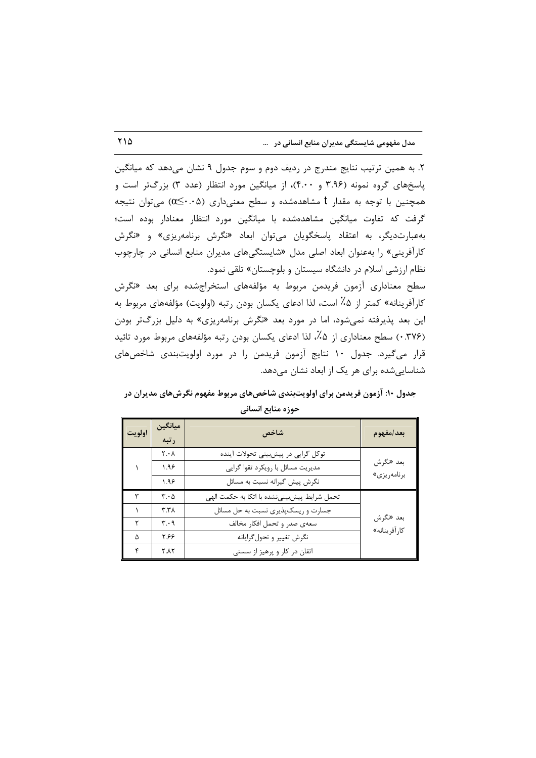۲. به همین ترتیب نتایج مندرج در ردیف دوم و سوم جدول ۹ نشان می‌دهد که میانگین پاسخ‌های گروه نمونه (۳.۹۶ و ۴.۰۰)، از میانگین مورد انتظار (عدد ۳) بزرگ‌تر است و همچنین با توجه به مقدار t مشاهده‌شده و سطح معنی‌داری ($\alpha \leq ۰.۰۵$) می‌توان نتیجه گرفت که تفاوت میانگین مشاهده‌شده با میانگین مورد انتظار معنادار بوده است؛ به‌عبارت‌دیگر، به اعتقاد پاسخگویان می‌توان ابعاد «نگرش برنامه‌ریزی» و «نگرش کارآفرینی» را به‌عنوان ابعاد اصلی مدل «شایستگی‌های مدیران منابع انسانی در چارچوب نظام ارزشی اسلام در دانشگاه سیستان و بلوچستان» تلقی نمود.

سطح معناداری آزمون فریدمن مربوط به مؤلفه‌های استخراج‌شده برای بعد «نگرش کارآفرینانه» کمتر از ۵٪ است، لذا ادعای یکسان بودن رتبه (اولویت) مؤلفه‌های مربوط به این بعد پذیرفته نمی‌شود، اما در مورد بعد «نگرش برنامه‌ریزی» به دلیل بزرگ‌تر بودن (۰.۳۷۶) سطح معناداری از ۵٪، لذا ادعای یکسان بودن رتبه مؤلفه‌های مربوط مورد تائید قرار می‌گیرد. جدول ۱۰ نتایج آزمون فریدمن را در مورد اولویت‌بندی شاخص‌های شناسایی‌شده برای هر یک از ابعاد نشان می‌دهد.

**جدول ۱۰: آزمون فریدمن برای اولویت‌بندی شاخص‌های مربوط مفهوم نگرش‌های مدیران در حوزه منابع انسانی**

| بعد/مفهوم | شاخص | میانگین رتبه | اولویت |
|---|---|---|---|
| بعد «نگرش برنامه‌ریزی» | توکل گرایی در پیش‌بینی تحولات آینده | ۲.۰۸ | ۱ |
| | مدیریت مسائل با رویکرد تقوا گرایی | ۱.۹۶ | |
| | نگرش پیش گیرانه نسبت به مسائل | ۱.۹۶ | |
| بعد «نگرش کارآفرینانه» | تحمل شرایط پیش‌بینی‌نشده با اتکا به حکمت الهی | ۳.۰۵ | ۳ |
| | جسارت و ریسک‌پذیری نسبت به حل مسائل | ۳.۳۸ | ۱ |
| | سعه‌ی صدر و تحمل افکار مخالف | ۳.۰۹ | ۲ |
| | نگرش تغییر و تحول‌گرایانه | ۲.۶۶ | ۵ |
| | اتقان در کار و پرهیز از سستی | ۲.۸۲ | ۴ |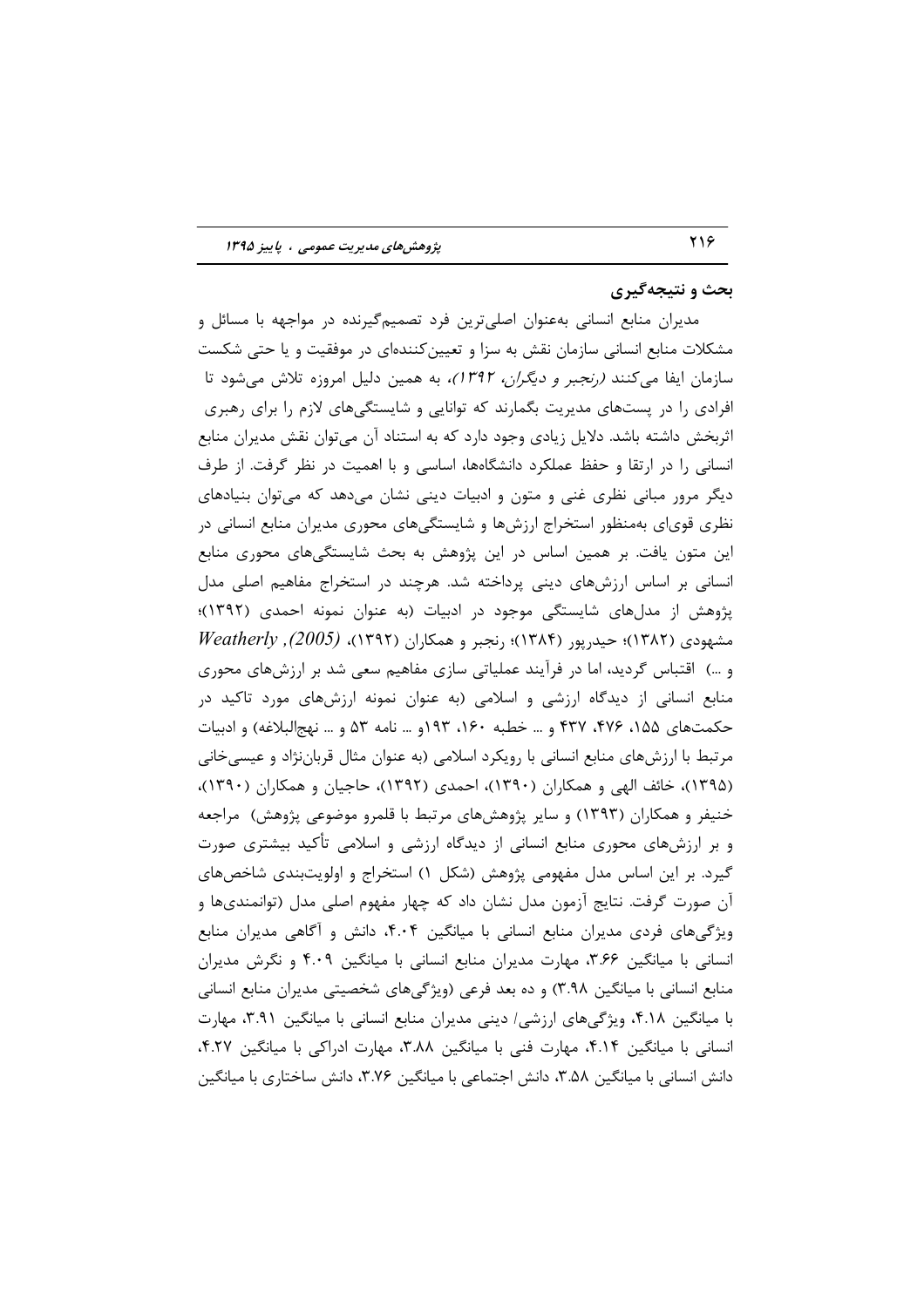## بحث و نتیجه‌گیری

مدیران منابع انسانی به‌عنوان اصلی‌ترین فرد تصمیم‌گیرنده در مواجهه با مسائل و مشکلات منابع انسانی سازمان نقش به سزا و تعیین‌کننده‌ای در موفقیت و یا حتی شکست سازمان ایفا می‌کنند *(رنجبر و دیگران، ۱۳۹۲)*، به همین دلیل امروزه تلاش می‌شود تا افرادی را در پست‌های مدیریت بگمارند که توانایی و شایستگی‌های لازم را برای رهبری اثربخش داشته باشد. دلایل زیادی وجود دارد که به استناد آن می‌توان نقش مدیران منابع انسانی را در ارتقا و حفظ عملکرد دانشگاه‌ها، اساسی و با اهمیت در نظر گرفت. از طرف دیگر مرور مبانی نظری غنی و متون و ادبیات دینی نشان می‌دهد که می‌توان بنیادهای نظری قوی‌ای به‌منظور استخراج ارزش‌ها و شایستگی‌های محوری مدیران منابع انسانی در این متون یافت. بر همین اساس در این پژوهش به بحث شایستگی‌های محوری منابع انسانی بر اساس ارزش‌های دینی پرداخته شد. هرچند در استخراج مفاهیم اصلی مدل پژوهش از مدل‌های شایستگی موجود در ادبیات (به عنوان نمونه احمدی (۱۳۹۲)؛ مشهودی (۱۳۸۲)؛ حیدرپور (۱۳۸۴)؛ رنجبر و همکاران (۱۳۹۲)، *(2005) ,Weatherly* و ...) اقتباس گردید، اما در فرآیند عملیاتی سازی مفاهیم سعی شد بر ارزش‌های محوری منابع انسانی از دیدگاه ارزشی و اسلامی (به عنوان نمونه ارزش‌های مورد تاکید در حکمت‌های ۱۵۵، ۴۷۶، ۴۳۷ و ... خطبه ۱۶۰، ۱۹۳و ... نامه ۵۳ و ... نهج‌البلاغه) و ادبیات مرتبط با ارزش‌های منابع انسانی با رویکرد اسلامی (به عنوان مثال قربان‌نژاد و عیسی‌خانی (۱۳۹۵)، خائف الهی و همکاران (۱۳۹۰)، احمدی (۱۳۹۲)، حاجیان و همکاران (۱۳۹۰)، خنیفر و همکاران (۱۳۹۳) و سایر پژوهش‌های مرتبط با قلمرو موضوعی پژوهش) مراجعه و بر ارزش‌های محوری منابع انسانی از دیدگاه ارزشی و اسلامی تأکید بیشتری صورت گیرد. بر این اساس مدل مفهومی پژوهش (شکل ۱) استخراج و اولویت‌بندی شاخص‌های آن صورت گرفت. نتایج آزمون مدل نشان داد که چهار مفهوم اصلی مدل (توانمندی‌ها و ویژگی‌های فردی مدیران منابع انسانی با میانگین ۴.۰۴، دانش و آگاهی مدیران منابع انسانی با میانگین ۳.۶۶، مهارت مدیران منابع انسانی با میانگین ۴.۰۹ و نگرش مدیران منابع انسانی با میانگین ۳.۹۸) و ده بعد فرعی (ویژگی‌های شخصیتی مدیران منابع انسانی با میانگین ۴.۱۸، ویژگی‌های ارزشی/ دینی مدیران منابع انسانی با میانگین ۳.۹۱، مهارت انسانی با میانگین ۴.۱۴، مهارت فنی با میانگین ۳.۸۸، مهارت ادراکی با میانگین ۴.۲۷، دانش انسانی با میانگین ۳.۵۸، دانش اجتماعی با میانگین ۳.۷۶، دانش ساختاری با میانگین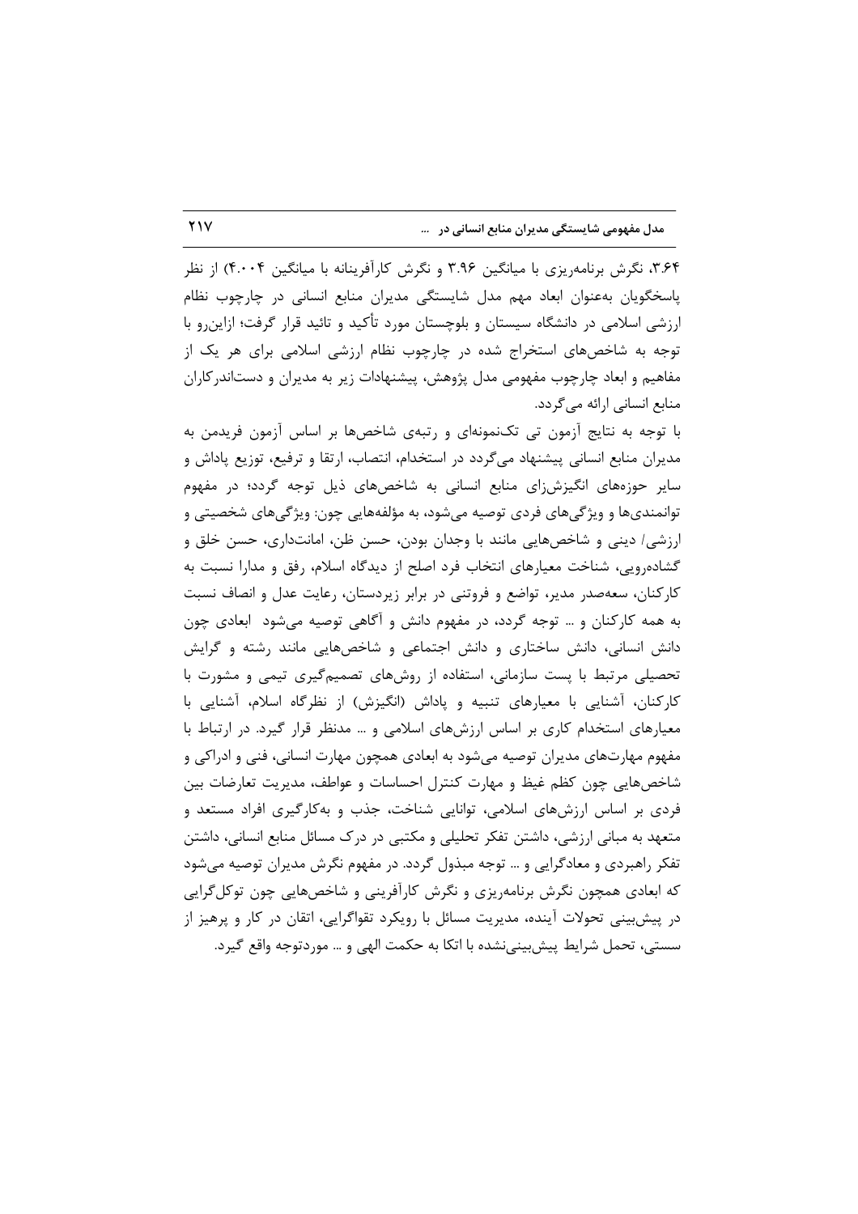۳.۶۴، نگرش برنامه‌ریزی با میانگین ۳.۹۶ و نگرش کارآفرینانه با میانگین ۴.۰۰۴) از نظر پاسخگویان به‌عنوان ابعاد مهم مدل شایستگی مدیران منابع انسانی در چارچوب نظام ارزشی اسلامی در دانشگاه سیستان و بلوچستان مورد تأکید و تائید قرار گرفت؛ ازاین‌رو با توجه به شاخص‌های استخراج شده در چارچوب نظام ارزشی اسلامی برای هر یک از مفاهیم و ابعاد چارچوب مفهومی مدل پژوهش، پیشنهادات زیر به مدیران و دست‌اندرکاران منابع انسانی ارائه می‌گردد.

با توجه به نتایج آزمون تی تک‌نمونه‌ای و رتبه‌ی شاخص‌ها بر اساس آزمون فریدمن به مدیران منابع انسانی پیشنهاد می‌گردد در استخدام، انتصاب، ارتقا و ترفیع، توزیع پاداش و سایر حوزه‌های انگیزش‌زای منابع انسانی به شاخص‌های ذیل توجه گردد؛ در مفهوم توانمندی‌ها و ویژگی‌های فردی توصیه می‌شود، به مؤلفه‌هایی چون: ویژگی‌های شخصیتی و ارزشی/ دینی و شاخص‌هایی مانند با وجدان بودن، حسن ظن، امانت‌داری، حسن خلق و گشاده‌رویی، شناخت معیارهای انتخاب فرد اصلح از دیدگاه اسلام، رفق و مدارا نسبت به کارکنان، سعه‌صدر مدیر، تواضع و فروتنی در برابر زیردستان، رعایت عدل و انصاف نسبت به همه کارکنان و ... توجه گردد، در مفهوم دانش و آگاهی توصیه می‌شود ابعادی چون دانش انسانی، دانش ساختاری و دانش اجتماعی و شاخص‌هایی مانند رشته و گرایش تحصیلی مرتبط با پست سازمانی، استفاده از روش‌های تصمیم‌گیری تیمی و مشورت با کارکنان، آشنایی با معیارهای تنبیه و پاداش (انگیزش) از نظرگاه اسلام، آشنایی با معیارهای استخدام کاری بر اساس ارزش‌های اسلامی و ... مدنظر قرار گیرد. در ارتباط با مفهوم مهارت‌های مدیران توصیه می‌شود به ابعادی همچون مهارت انسانی، فنی و ادراکی و شاخص‌هایی چون کظم غیظ و مهارت کنترل احساسات و عواطف، مدیریت تعارضات بین فردی بر اساس ارزش‌های اسلامی، توانایی شناخت، جذب و به‌کارگیری افراد مستعد و متعهد به مبانی ارزشی، داشتن تفکر تحلیلی و مکتبی در درک مسائل منابع انسانی، داشتن تفکر راهبردی و معادگرایی و ... توجه مبذول گردد. در مفهوم نگرش مدیران توصیه می‌شود که ابعادی همچون نگرش برنامه‌ریزی و نگرش کارآفرینی و شاخص‌هایی چون توکل‌گرایی در پیش‌بینی تحولات آینده، مدیریت مسائل با رویکرد تقواگرایی، اتقان در کار و پرهیز از سستی، تحمل شرایط پیش‌بینی‌نشده با اتکا به حکمت الهی و ... موردتوجه واقع گیرد.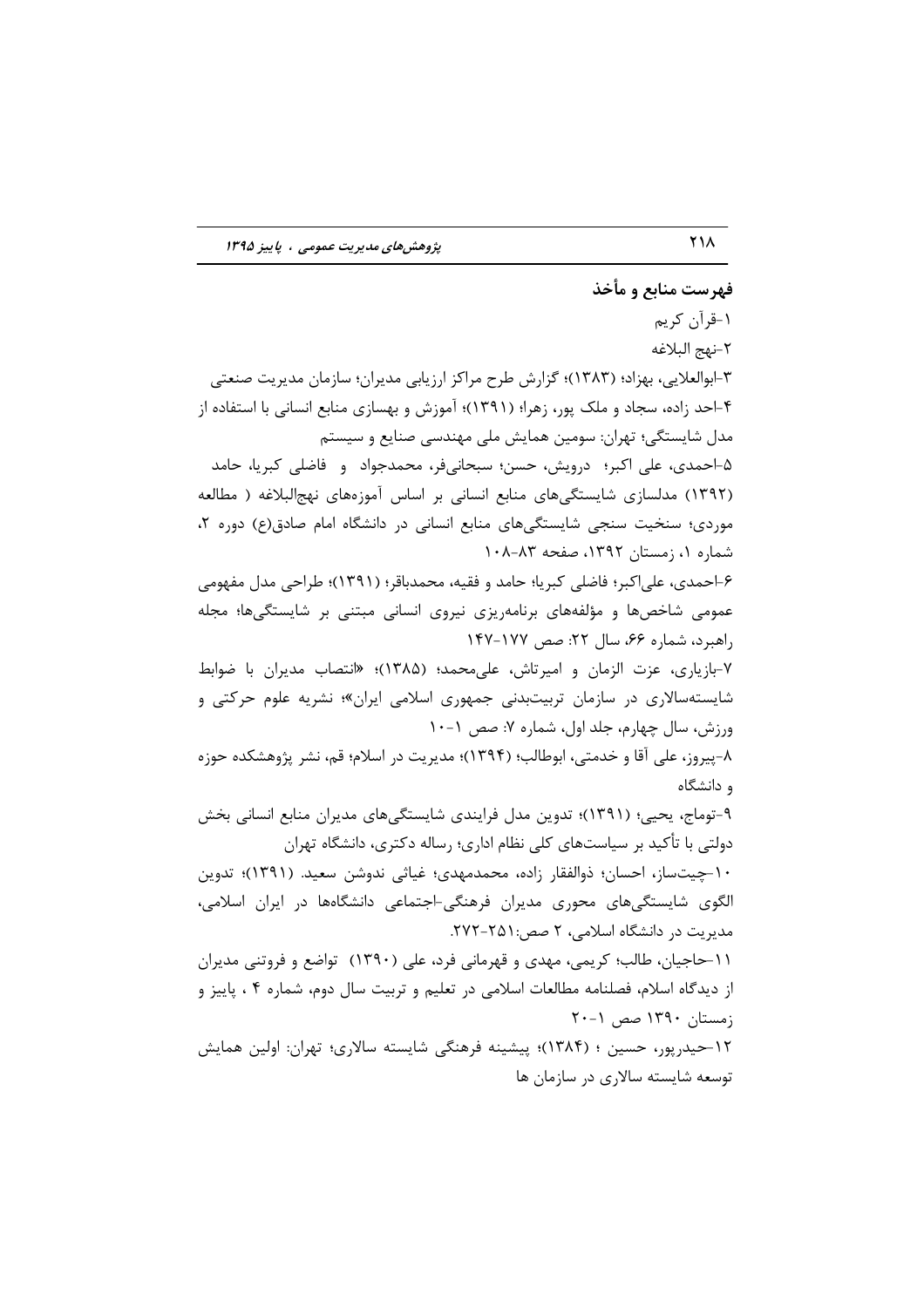## فهرست منابع و مأخذ

۱-قرآن کریم

۲-نهج البلاغه

۳-ابوالعلایی، بهزاد؛ (۱۳۸۳)؛ گزارش طرح مراکز ارزیابی مدیران؛ سازمان مدیریت صنعتی

۴-احد زاده، سجاد و ملک پور، زهرا؛ (۱۳۹۱)؛ آموزش و بهسازی منابع انسانی با استفاده از مدل شایستگی؛ تهران: سومین همایش ملی مهندسی صنایع و سیستم

۵-احمدی، علی اکبر؛ درویش، حسن؛ سبحانی‌فر، محمدجواد و فاضلی کبریا، حامد (۱۳۹۲) مدلسازی شایستگی‌های منابع انسانی بر اساس آموزه‌های نهج‌البلاغه ( مطالعه موردی؛ سنخیت سنجی شایستگی‌های منابع انسانی در دانشگاه امام صادق(ع) دوره ۲، شماره ۱، زمستان ۱۳۹۲، صفحه ۸۳-۱۰۸

۶-احمدی، علی‌اکبر؛ فاضلی کبریا؛ حامد و فقیه، محمدباقر؛ (۱۳۹۱)؛ طراحی مدل مفهومی عمومی شاخص‌ها و مؤلفه‌های برنامه‌ریزی نیروی انسانی مبتنی بر شایستگی‌ها؛ مجله راهبرد، شماره ۶۶، سال ۲۲: صص ۱۷۷-۱۴۷

۷-بازیاری، عزت الزمان و امیرتاش، علی‌محمد؛ (۱۳۸۵)؛ «انتصاب مدیران با ضوابط شایسته‌سالاری در سازمان تربیت‌بدنی جمهوری اسلامی ایران»؛ نشریه علوم حرکتی و ورزش، سال چهارم، جلد اول، شماره ۷: صص ۱-۱۰

۸-پیروز، علی آقا و خدمتی، ابوطالب؛ (۱۳۹۴)؛ مدیریت در اسلام؛ قم، نشر پژوهشکده حوزه و دانشگاه

۹-توماج، یحیی؛ (۱۳۹۱)؛ تدوین مدل فرایندی شایستگی‌های مدیران منابع انسانی بخش دولتی با تأکید بر سیاست‌های کلی نظام اداری؛ رساله دکتری، دانشگاه تهران

۱۰-چیت‌ساز، احسان؛ ذوالفقار زاده، محمدمهدی؛ غیاثی ندوشن سعید. (۱۳۹۱)؛ تدوین الگوی شایستگی‌های محوری مدیران فرهنگی-اجتماعی دانشگاه‌ها در ایران اسلامی، مدیریت در دانشگاه اسلامی، ۲ صص:۲۵۱-۲۷۲.

۱۱-حاجیان، طالب؛ کریمی، مهدی و قهرمانی فرد، علی (۱۳۹۰) تواضع و فروتنی مدیران از دیدگاه اسلام، فصلنامه مطالعات اسلامی در تعلیم و تربیت سال دوم، شماره ۴ ، پاییز و زمستان ۱۳۹۰ صص ۱-۲۰

۱۲-حیدرپور، حسین ؛ (۱۳۸۴)؛ پیشینه فرهنگی شایسته سالاری؛ تهران: اولین همایش توسعه شایسته سالاری در سازمان ها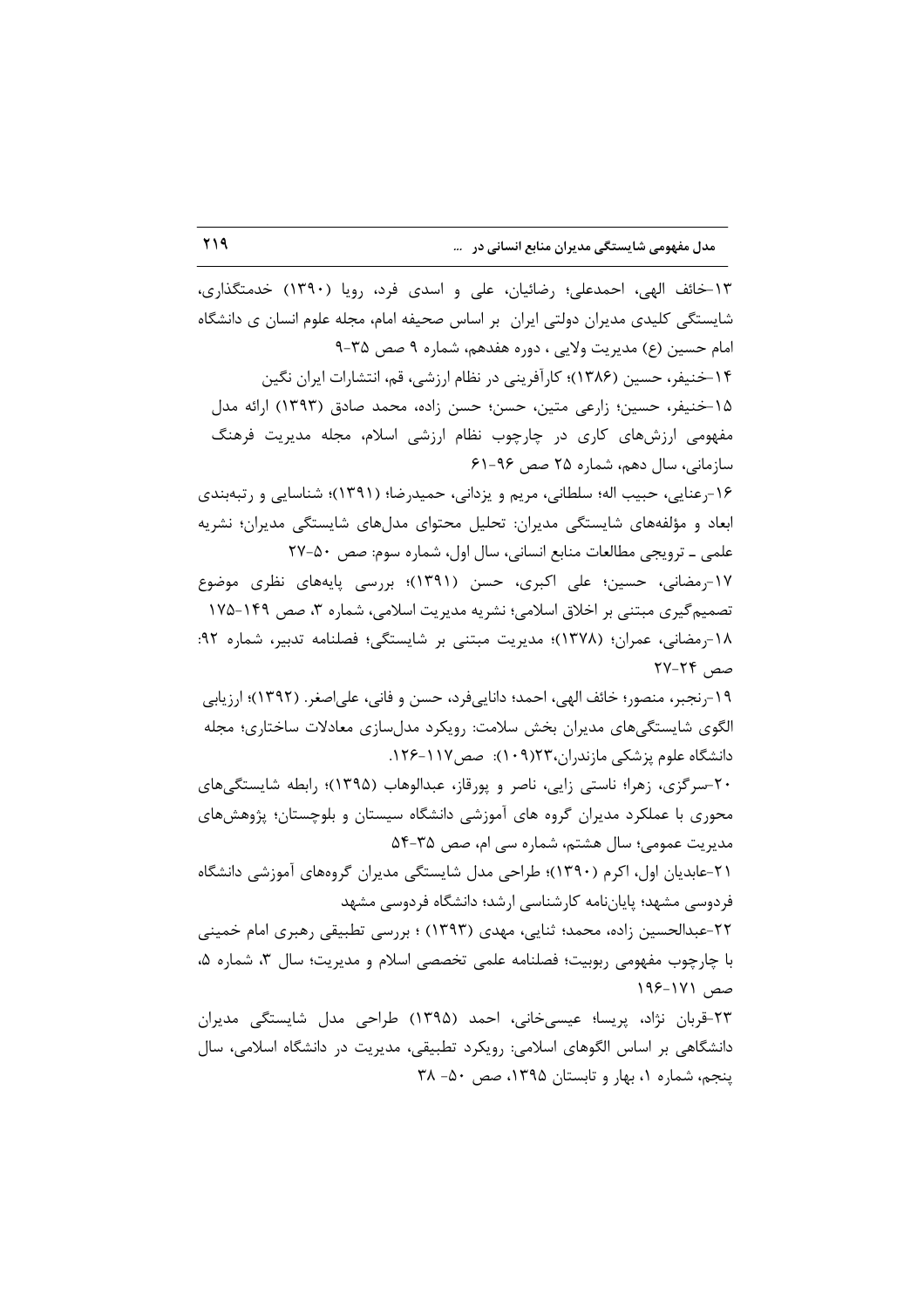۱۳-خائف الهی، احمدعلی؛ رضائیان، علی و اسدی فرد، رویا (۱۳۹۰) خدمتگذاری، شایستگی کلیدی مدیران دولتی ایران بر اساس صحیفه امام، مجله علوم انسان ی دانشگاه امام حسین (ع) مدیریت ولایی ، دوره هفدهم، شماره ۹ صص ۳۵-۹

۱۴-خنیفر، حسین (۱۳۸۶)؛ کارآفرینی در نظام ارزشی، قم، انتشارات ایران نگین

۱۵-خنیفر، حسین؛ زارعی متین، حسن؛ حسن زاده، محمد صادق (۱۳۹۳) ارائه مدل مفهومی ارزش‌های کاری در چارچوب نظام ارزشی اسلام، مجله مدیریت فرهنگ سازمانی، سال دهم، شماره ۲۵ صص ۹۶-۶۱

۱۶-رعنایی، حبیب اله؛ سلطانی، مریم و یزدانی، حمیدرضا؛ (۱۳۹۱)؛ شناسایی و رتبه‌بندی ابعاد و مؤلفه‌های شایستگی مدیران: تحلیل محتوای مدل‌های شایستگی مدیران؛ نشریه علمی ـ ترویجی مطالعات منابع انسانی، سال اول، شماره سوم: صص ۵۰-۲۷

۱۷-رمضانی، حسین؛ علی اکبری، حسن (۱۳۹۱)؛ بررسی پایه‌های نظری موضوع تصمیم‌گیری مبتنی بر اخلاق اسلامی؛ نشریه مدیریت اسلامی، شماره ۳، صص ۱۴۹-۱۷۵

۱۸-رمضانی، عمران؛ (۱۳۷۸)؛ مدیریت مبتنی بر شایستگی؛ فصلنامه تدبیر، شماره ۹۲: صص ۲۴-۲۷

۱۹-رنجبر، منصور؛ خائف الهی، احمد؛ دانایی‌فرد، حسن و فانی، علی‌اصغر. (۱۳۹۲)؛ ارزیابی الگوی شایستگی‌های مدیران بخش سلامت: رویکرد مدل‌سازی معادلات ساختاری؛ مجله دانشگاه علوم پزشکی مازندران،۲۳(۱۰۹): صص۱۱۷-۱۲۶.

۲۰-سرگزی، زهرا؛ ناستی زایی، ناصر و پورقاز، عبدالوهاب (۱۳۹۵)؛ رابطه شایستگی‌های محوری با عملکرد مدیران گروه های آموزشی دانشگاه سیستان و بلوچستان؛ پژوهش‌های مدیریت عمومی؛ سال هشتم، شماره سی ام، صص ۳۵-۵۴

۲۱-عابدیان اول، اکرم (۱۳۹۰)؛ طراحی مدل شایستگی مدیران گروه‌های آموزشی دانشگاه فردوسی مشهد؛ پایان‌نامه کارشناسی ارشد؛ دانشگاه فردوسی مشهد

۲۲-عبدالحسین زاده، محمد؛ ثنایی، مهدی (۱۳۹۳) ؛ بررسی تطبیقی رهبری امام خمینی با چارچوب مفهومی ربوبیت؛ فصلنامه علمی تخصصی اسلام و مدیریت؛ سال ۳، شماره ۵، صص ۱۷۱-۱۹۶

۲۳-قربان نژاد، پریسا؛ عیسی‌خانی، احمد (۱۳۹۵) طراحی مدل شایستگی مدیران دانشگاهی بر اساس الگوهای اسلامی: رویکرد تطبیقی، مدیریت در دانشگاه اسلامی، سال پنجم، شماره ۱، بهار و تابستان ۱۳۹۵، صص ۵۰- ۳۸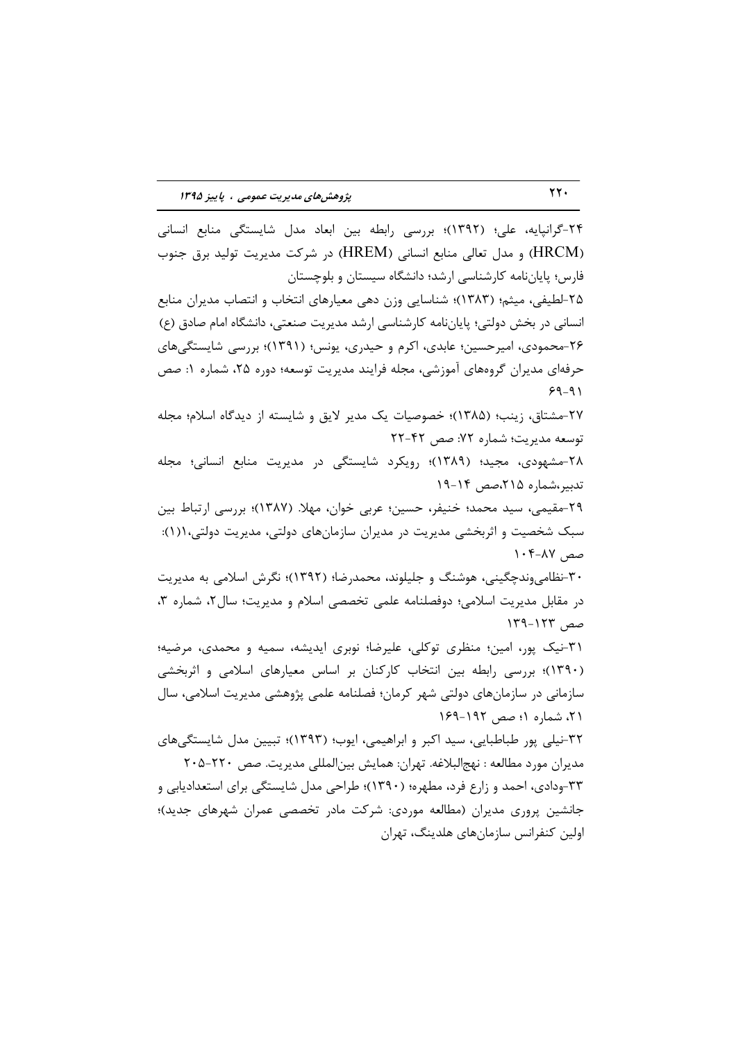۲۴-گرانپایه، علی؛ (۱۳۹۲)؛ بررسی رابطه بین ابعاد مدل شایستگی منابع انسانی (HRCM) و مدل تعالی منابع انسانی (HREM) در شرکت مدیریت تولید برق جنوب فارس؛ پایان‌نامه کارشناسی ارشد؛ دانشگاه سیستان و بلوچستان

۲۵-لطیفی، میثم؛ (۱۳۸۳)؛ شناسایی وزن دهی معیارهای انتخاب و انتصاب مدیران منابع انسانی در بخش دولتی؛ پایان‌نامه کارشناسی ارشد مدیریت صنعتی، دانشگاه امام صادق (ع)

۲۶-محمودی، امیرحسین؛ عابدی، اکرم و حیدری، یونس؛ (۱۳۹۱)؛ بررسی شایستگی‌های حرفه‌ای مدیران گروه‌های آموزشی، مجله فرایند مدیریت توسعه؛ دوره ۲۵، شماره ۱: صص ۹۱-۶۹

۲۷-مشتاق، زینب؛ (۱۳۸۵)؛ خصوصیات یک مدیر لایق و شایسته از دیدگاه اسلام؛ مجله توسعه مدیریت؛ شماره ۷۲: صص ۴۲-۲۲

۲۸-مشهودی، مجید؛ (۱۳۸۹)؛ رویکرد شایستگی در مدیریت منابع انسانی؛ مجله تدبیر،شماره ۲۱۵،صص ۱۴-۱۹

۲۹-مقیمی، سید محمد؛ خنیفر، حسین؛ عربی خوان، مهلا. (۱۳۸۷)؛ بررسی ارتباط بین سبک شخصیت و اثربخشی مدیریت در مدیران سازمان‌های دولتی، مدیریت دولتی،۱(۱): صص ۸۷-۱۰۴

۳۰-نظامی‌وندچگینی، هوشنگ و جلیلوند، محمدرضا؛ (۱۳۹۲)؛ نگرش اسلامی به مدیریت در مقابل مدیریت اسلامی؛ دوفصلنامه علمی تخصصی اسلام و مدیریت؛ سال۲، شماره ۳، صص ۱۲۳-۱۳۹

۳۱-نیک پور، امین؛ منظری توکلی، علیرضا؛ نوبری ایدیشه، سمیه و محمدی، مرضیه؛ (۱۳۹۰)؛ بررسی رابطه بین انتخاب کارکنان بر اساس معیارهای اسلامی و اثربخشی سازمانی در سازمان‌های دولتی شهر کرمان؛ فصلنامه علمی پژوهشی مدیریت اسلامی، سال ۲۱، شماره ۱؛ صص ۱۹۲-۱۶۹

۳۲-نیلی پور طباطبایی، سید اکبر و ابراهیمی، ایوب؛ (۱۳۹۳)؛ تبیین مدل شایستگی‌های مدیران مورد مطالعه : نهج‌البلاغه. تهران: همایش بین‌المللی مدیریت. صص ۲۲۰-۲۰۵

۳۳-ودادی، احمد و زارع فرد، مطهره؛ (۱۳۹۰)؛ طراحی مدل شایستگی برای استعدادیابی و جانشین پروری مدیران (مطالعه موردی: شرکت مادر تخصصی عمران شهرهای جدید)؛ اولین کنفرانس سازمان‌های هلدینگ، تهران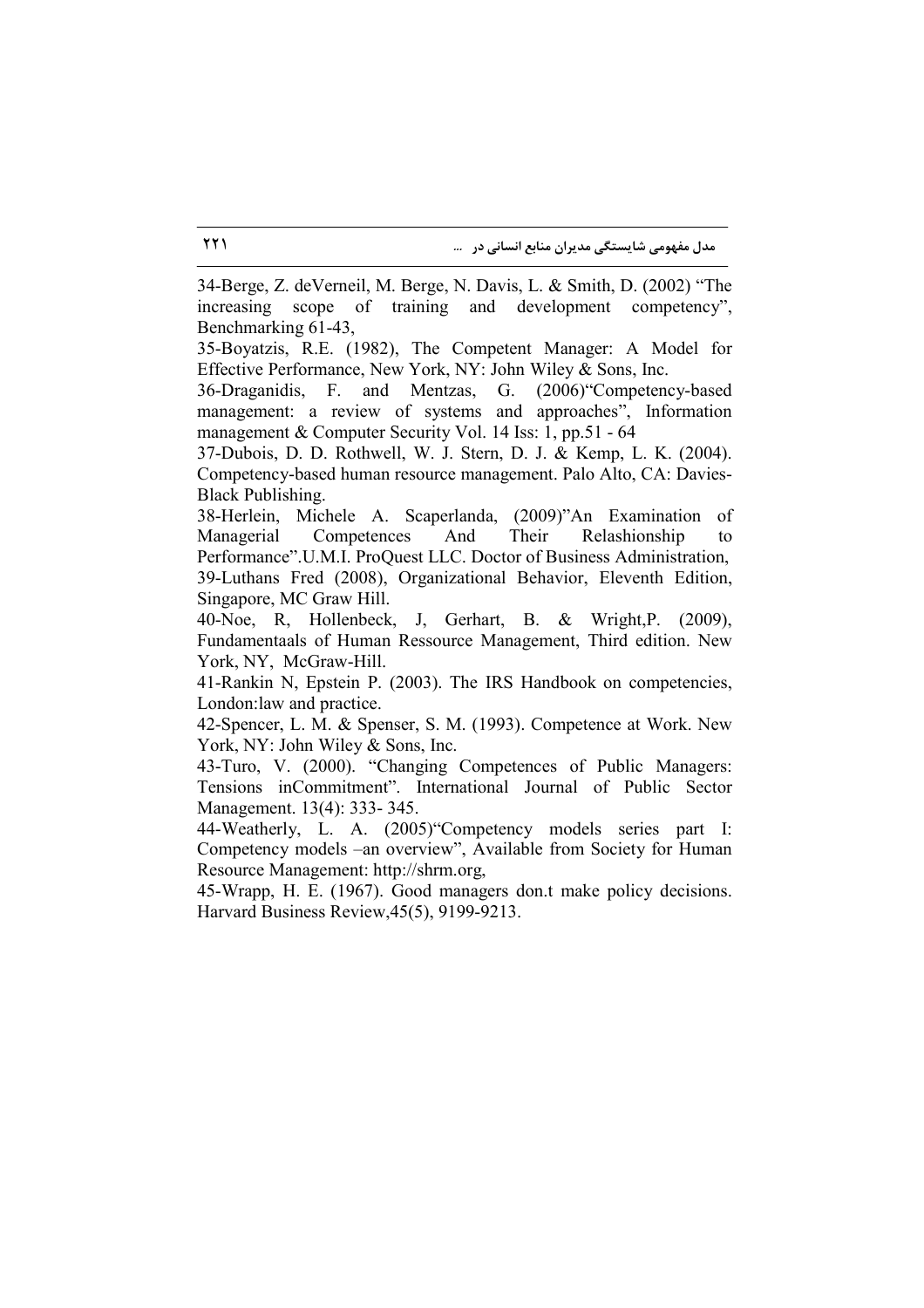34-Berge, Z. deVerneil, M. Berge, N. Davis, L. & Smith, D. (2002) "The increasing scope of training and development competency", Benchmarking 61-43,

35-Boyatzis, R.E. (1982), The Competent Manager: A Model for Effective Performance, New York, NY: John Wiley & Sons, Inc.

36-Draganidis, F. and Mentzas, G. (2006)"Competency-based management: a review of systems and approaches", Information management & Computer Security Vol. 14 Iss: 1, pp.51 - 64

37-Dubois, D. D. Rothwell, W. J. Stern, D. J. & Kemp, L. K. (2004). Competency-based human resource management. Palo Alto, CA: Davies-Black Publishing.

38-Herlein, Michele A. Scaperlanda, (2009)"An Examination of Managerial Competences And Their Relashionship to Performance".U.M.I. ProQuest LLC. Doctor of Business Administration,

39-Luthans Fred (2008), Organizational Behavior, Eleventh Edition, Singapore, MC Graw Hill.

40-Noe, R, Hollenbeck, J, Gerhart, B. & Wright,P. (2009), Fundamentaals of Human Ressource Management, Third edition. New York, NY, McGraw-Hill.

41-Rankin N, Epstein P. (2003). The IRS Handbook on competencies, London:law and practice.

42-Spencer, L. M. & Spenser, S. M. (1993). Competence at Work. New York, NY: John Wiley & Sons, Inc.

43-Turo, V. (2000). "Changing Competences of Public Managers: Tensions inCommitment". International Journal of Public Sector Management. 13(4): 333- 345.

44-Weatherly, L. A. (2005)"Competency models series part I: Competency models –an overview", Available from Society for Human Resource Management: http://shrm.org,

45-Wrapp, H. E. (1967). Good managers don.t make policy decisions. Harvard Business Review,45(5), 9199-9213.